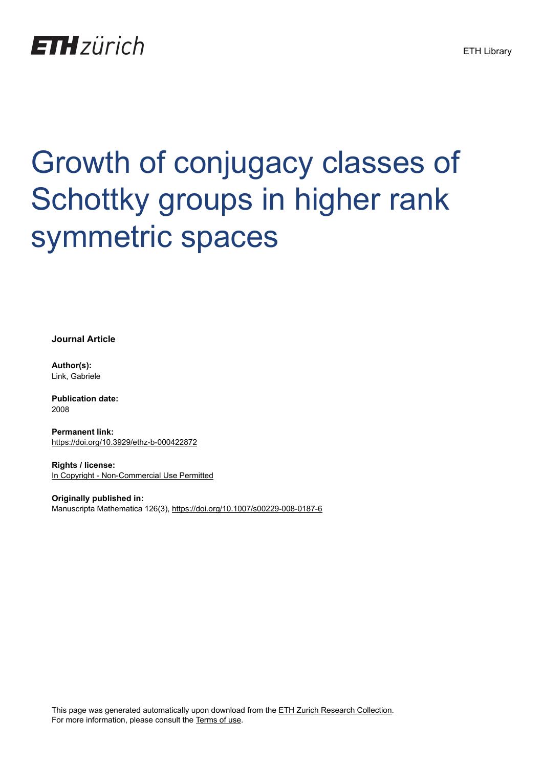# Growth of conjugacy classes of Schottky groups in higher rank symmetric spaces

**Journal Article**

**Author(s):**
Link, Gabriele

**Publication date:**
2008

**Permanent link:**
https://doi.org/10.3929/ethz-b-000422872

**Rights / license:**
In Copyright - Non-Commercial Use Permitted

**Originally published in:**
Manuscripta Mathematica 126(3), https://doi.org/10.1007/s00229-008-0187-6

This page was generated automatically upon download from the ETH Zurich Research Collection.
For more information, please consult the Terms of use.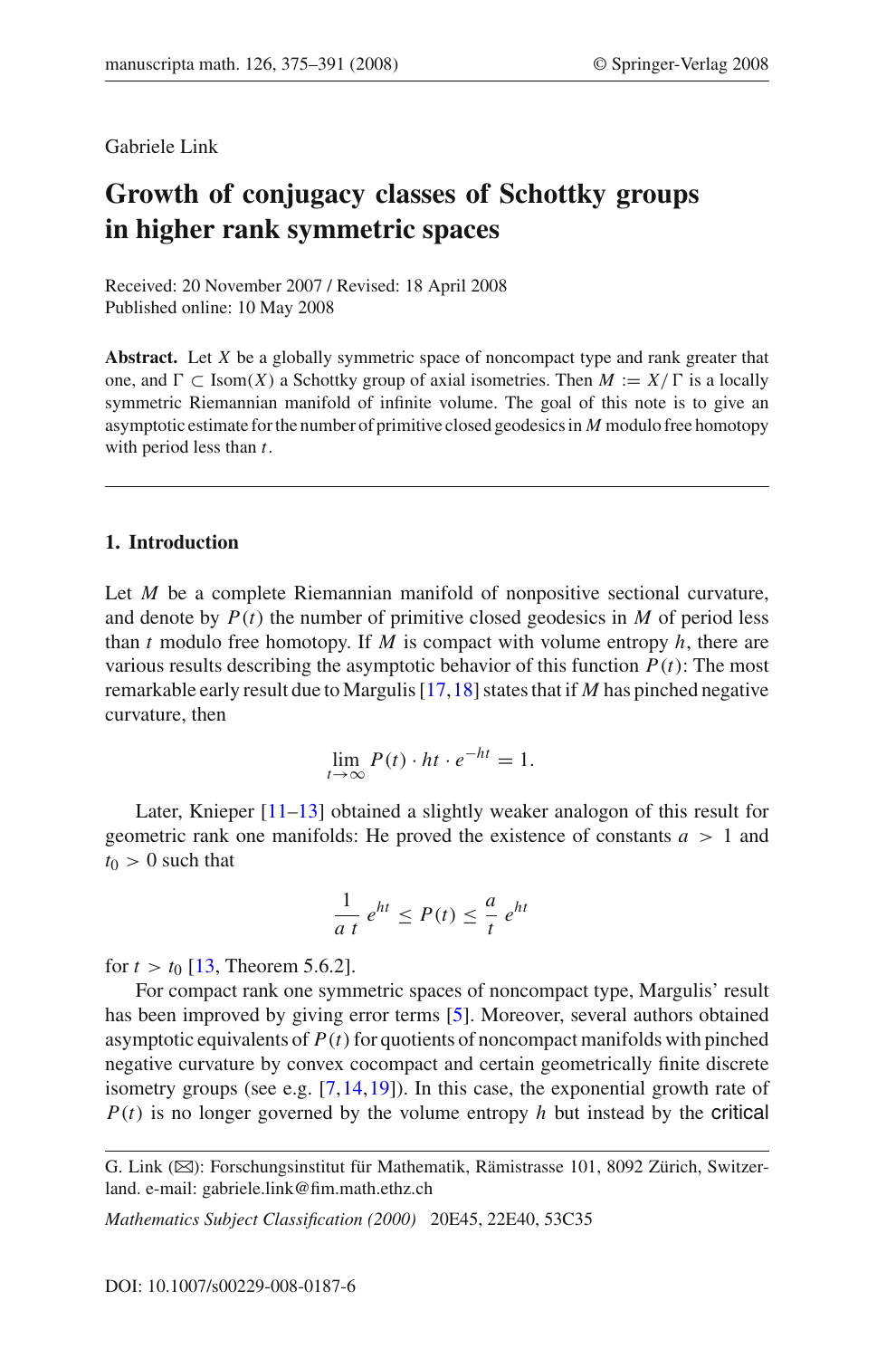Gabriele Link

# Growth of conjugacy classes of Schottky groups in higher rank symmetric spaces

Received: 20 November 2007 / Revised: 18 April 2008
Published online: 10 May 2008

**Abstract.** Let $X$ be a globally symmetric space of noncompact type and rank greater that one, and $\Gamma \subset \mathrm{Isom}(X)$ a Schottky group of axial isometries. Then $M := X/\Gamma$ is a locally symmetric Riemannian manifold of infinite volume. The goal of this note is to give an asymptotic estimate for the number of primitive closed geodesics in $M$ modulo free homotopy with period less than $t$.

## 1. Introduction

Let $M$ be a complete Riemannian manifold of nonpositive sectional curvature, and denote by $P(t)$ the number of primitive closed geodesics in $M$ of period less than $t$ modulo free homotopy. If $M$ is compact with volume entropy $h$, there are various results describing the asymptotic behavior of this function $P(t)$: The most remarkable early result due to Margulis [17,18] states that if $M$ has pinched negative curvature, then

$$\lim_{t\to\infty} P(t)\cdot ht \cdot e^{-ht} = 1.$$

Later, Knieper [11–13] obtained a slightly weaker analogon of this result for geometric rank one manifolds: He proved the existence of constants $a > 1$ and $t_0 > 0$ such that

$$\frac{1}{a\,t}\,e^{ht} \le P(t) \le \frac{a}{t}\,e^{ht}$$

for $t > t_0$ [13, Theorem 5.6.2].

For compact rank one symmetric spaces of noncompact type, Margulis' result has been improved by giving error terms [5]. Moreover, several authors obtained asymptotic equivalents of $P(t)$ for quotients of noncompact manifolds with pinched negative curvature by convex cocompact and certain geometrically finite discrete isometry groups (see e.g. [7,14,19]). In this case, the exponential growth rate of $P(t)$ is no longer governed by the volume entropy $h$ but instead by the critical

G. Link (✉): Forschungsinstitut für Mathematik, Rämistrasse 101, 8092 Zürich, Switzerland. e-mail: gabriele.link@fim.math.ethz.ch

*Mathematics Subject Classification (2000)* 20E45, 22E40, 53C35

DOI: 10.1007/s00229-008-0187-6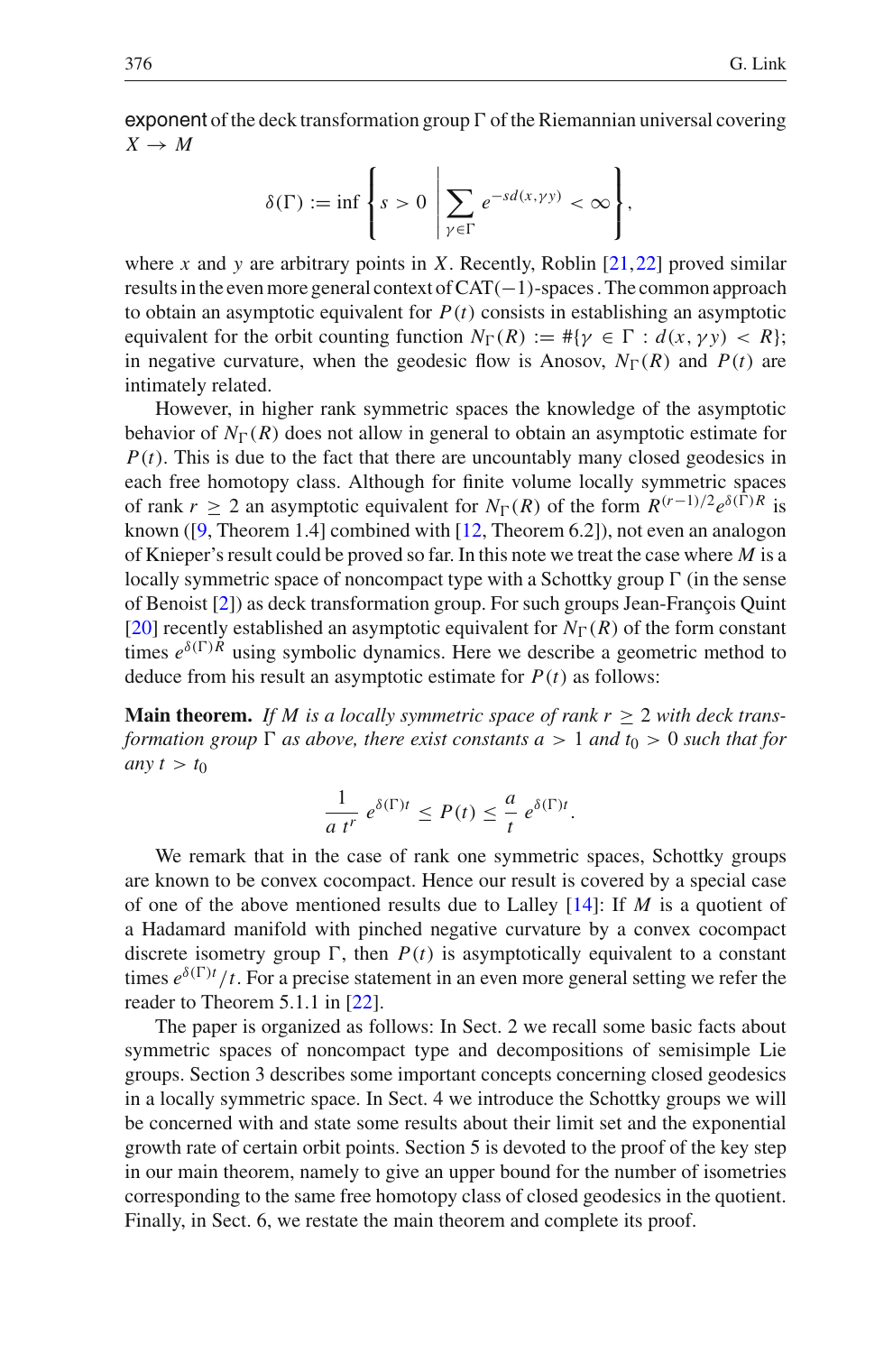exponent of the deck transformation group $\Gamma$ of the Riemannian universal covering $X \to M$

$$\delta(\Gamma) := \inf \left\{ s > 0 \;\middle|\; \sum_{\gamma \in \Gamma} e^{-sd(x,\gamma y)} < \infty \right\},$$

where $x$ and $y$ are arbitrary points in $X$. Recently, Roblin [21,22] proved similar results in the even more general context of CAT$(-1)$-spaces . The common approach to obtain an asymptotic equivalent for $P(t)$ consists in establishing an asymptotic equivalent for the orbit counting function $N_\Gamma(R) := \#\{\gamma \in \Gamma : d(x, \gamma y) < R\}$; in negative curvature, when the geodesic flow is Anosov, $N_\Gamma(R)$ and $P(t)$ are intimately related.

However, in higher rank symmetric spaces the knowledge of the asymptotic behavior of $N_\Gamma(R)$ does not allow in general to obtain an asymptotic estimate for $P(t)$. This is due to the fact that there are uncountably many closed geodesics in each free homotopy class. Although for finite volume locally symmetric spaces of rank $r \geq 2$ an asymptotic equivalent for $N_\Gamma(R)$ of the form $R^{(r-1)/2}e^{\delta(\Gamma)R}$ is known ([9, Theorem 1.4] combined with [12, Theorem 6.2]), not even an analogon of Knieper's result could be proved so far. In this note we treat the case where $M$ is a locally symmetric space of noncompact type with a Schottky group $\Gamma$ (in the sense of Benoist [2]) as deck transformation group. For such groups Jean-François Quint [20] recently established an asymptotic equivalent for $N_\Gamma(R)$ of the form constant times $e^{\delta(\Gamma)R}$ using symbolic dynamics. Here we describe a geometric method to deduce from his result an asymptotic estimate for $P(t)$ as follows:

**Main theorem.** *If $M$ is a locally symmetric space of rank $r \geq 2$ with deck transformation group $\Gamma$ as above, there exist constants $a > 1$ and $t_0 > 0$ such that for any $t > t_0$*

$$\frac{1}{a\, t^r}\, e^{\delta(\Gamma)t} \leq P(t) \leq \frac{a}{t}\, e^{\delta(\Gamma)t}.$$

We remark that in the case of rank one symmetric spaces, Schottky groups are known to be convex cocompact. Hence our result is covered by a special case of one of the above mentioned results due to Lalley [14]: If $M$ is a quotient of a Hadamard manifold with pinched negative curvature by a convex cocompact discrete isometry group $\Gamma$, then $P(t)$ is asymptotically equivalent to a constant times $e^{\delta(\Gamma)t}/t$. For a precise statement in an even more general setting we refer the reader to Theorem 5.1.1 in [22].

The paper is organized as follows: In Sect. 2 we recall some basic facts about symmetric spaces of noncompact type and decompositions of semisimple Lie groups. Section 3 describes some important concepts concerning closed geodesics in a locally symmetric space. In Sect. 4 we introduce the Schottky groups we will be concerned with and state some results about their limit set and the exponential growth rate of certain orbit points. Section 5 is devoted to the proof of the key step in our main theorem, namely to give an upper bound for the number of isometries corresponding to the same free homotopy class of closed geodesics in the quotient. Finally, in Sect. 6, we restate the main theorem and complete its proof.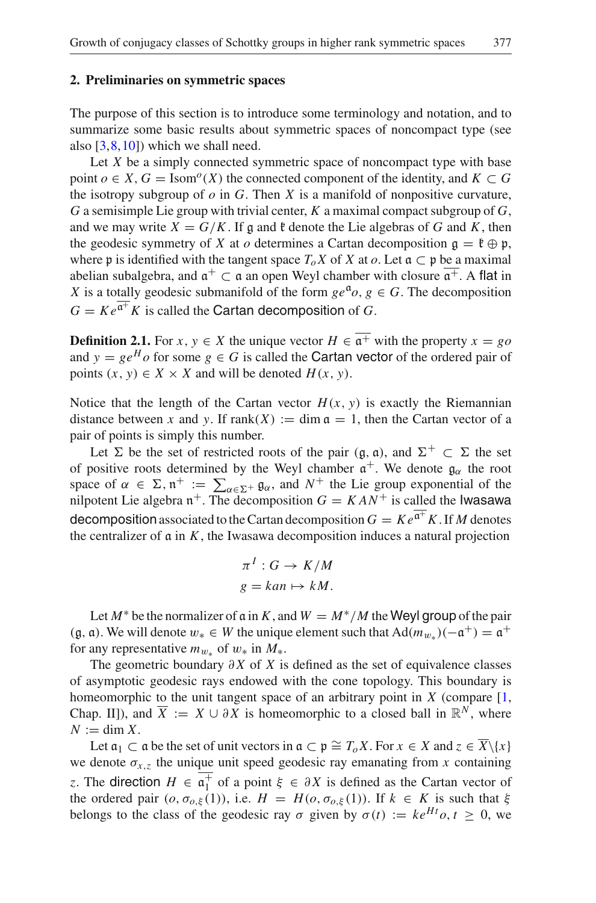## 2. Preliminaries on symmetric spaces

The purpose of this section is to introduce some terminology and notation, and to summarize some basic results about symmetric spaces of noncompact type (see also [3,8,10]) which we shall need.

Let $X$ be a simply connected symmetric space of noncompact type with base point $o \in X$, $G = \mathrm{Isom}^o(X)$ the connected component of the identity, and $K \subset G$ the isotropy subgroup of $o$ in $G$. Then $X$ is a manifold of nonpositive curvature, $G$ a semisimple Lie group with trivial center, $K$ a maximal compact subgroup of $G$, and we may write $X = G/K$. If $\mathfrak{g}$ and $\mathfrak{k}$ denote the Lie algebras of $G$ and $K$, then the geodesic symmetry of $X$ at $o$ determines a Cartan decomposition $\mathfrak{g} = \mathfrak{k} \oplus \mathfrak{p}$, where $\mathfrak{p}$ is identified with the tangent space $T_o X$ of $X$ at $o$. Let $\mathfrak{a} \subset \mathfrak{p}$ be a maximal abelian subalgebra, and $\mathfrak{a}^+ \subset \mathfrak{a}$ an open Weyl chamber with closure $\overline{\mathfrak{a}^+}$. A flat in $X$ is a totally geodesic submanifold of the form $ge^{\mathfrak{a}}o$, $g \in G$. The decomposition $G = Ke^{\overline{\mathfrak{a}^+}}K$ is called the Cartan decomposition of $G$.

**Definition 2.1.** For $x, y \in X$ the unique vector $H \in \overline{\mathfrak{a}^+}$ with the property $x = go$ and $y = ge^H o$ for some $g \in G$ is called the Cartan vector of the ordered pair of points $(x, y) \in X \times X$ and will be denoted $H(x, y)$.

Notice that the length of the Cartan vector $H(x, y)$ is exactly the Riemannian distance between $x$ and $y$. If $\mathrm{rank}(X) := \dim \mathfrak{a} = 1$, then the Cartan vector of a pair of points is simply this number.

Let $\Sigma$ be the set of restricted roots of the pair $(\mathfrak{g}, \mathfrak{a})$, and $\Sigma^+ \subset \Sigma$ the set of positive roots determined by the Weyl chamber $\mathfrak{a}^+$. We denote $\mathfrak{g}_\alpha$ the root space of $\alpha \in \Sigma$, $\mathfrak{n}^+ := \sum_{\alpha \in \Sigma^+} \mathfrak{g}_\alpha$, and $N^+$ the Lie group exponential of the nilpotent Lie algebra $\mathfrak{n}^+$. The decomposition $G = KAN^+$ is called the Iwasawa decomposition associated to the Cartan decomposition $G = Ke^{\overline{\mathfrak{a}^+}}K$. If $M$ denotes the centralizer of $\mathfrak{a}$ in $K$, the Iwasawa decomposition induces a natural projection

$$
\begin{aligned}
\pi^I : G &\to K/M \\
g = kan &\mapsto kM.
\end{aligned}
$$

Let $M^*$ be the normalizer of $\mathfrak{a}$ in $K$, and $W = M^*/M$ the Weyl group of the pair $(\mathfrak{g}, \mathfrak{a})$. We will denote $w_* \in W$ the unique element such that $\mathrm{Ad}(m_{w_*})(-\mathfrak{a}^+) = \mathfrak{a}^+$ for any representative $m_{w_*}$ of $w_*$ in $M_*$.

The geometric boundary $\partial X$ of $X$ is defined as the set of equivalence classes of asymptotic geodesic rays endowed with the cone topology. This boundary is homeomorphic to the unit tangent space of an arbitrary point in $X$ (compare [1, Chap. II]), and $\overline{X} := X \cup \partial X$ is homeomorphic to a closed ball in $\mathbb{R}^N$, where $N := \dim X$.

Let $\mathfrak{a}_1 \subset \mathfrak{a}$ be the set of unit vectors in $\mathfrak{a} \subset \mathfrak{p} \cong T_o X$. For $x \in X$ and $z \in \overline{X} \backslash \{x\}$ we denote $\sigma_{x,z}$ the unique unit speed geodesic ray emanating from $x$ containing $z$. The direction $H \in \overline{\mathfrak{a}_1^+}$ of a point $\xi \in \partial X$ is defined as the Cartan vector of the ordered pair $(o, \sigma_{o,\xi}(1))$, i.e. $H = H(o, \sigma_{o,\xi}(1))$. If $k \in K$ is such that $\xi$ belongs to the class of the geodesic ray $\sigma$ given by $\sigma(t) := ke^{Ht}o$, $t \geq 0$, we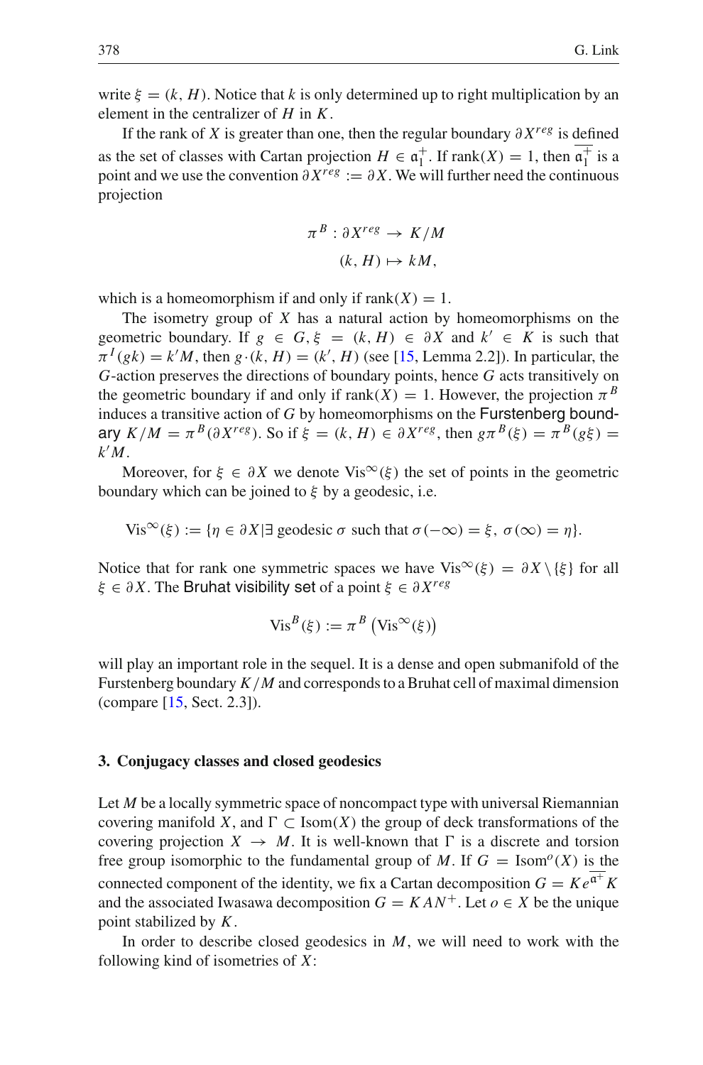write $\xi = (k, H)$. Notice that $k$ is only determined up to right multiplication by an element in the centralizer of $H$ in $K$.

If the rank of $X$ is greater than one, then the regular boundary $\partial X^{reg}$ is defined as the set of classes with Cartan projection $H \in \mathfrak{a}_1^+$. If $\mathrm{rank}(X) = 1$, then $\overline{\mathfrak{a}_1^+}$ is a point and we use the convention $\partial X^{reg} := \partial X$. We will further need the continuous projection

$$\pi^B : \partial X^{reg} \to K/M$$
$$(k, H) \mapsto kM,$$

which is a homeomorphism if and only if $\mathrm{rank}(X) = 1$.

The isometry group of $X$ has a natural action by homeomorphisms on the geometric boundary. If $g \in G, \xi = (k, H) \in \partial X$ and $k' \in K$ is such that $\pi^I(gk) = k'M$, then $g \cdot (k, H) = (k', H)$ (see [15, Lemma 2.2]). In particular, the $G$-action preserves the directions of boundary points, hence $G$ acts transitively on the geometric boundary if and only if $\mathrm{rank}(X) = 1$. However, the projection $\pi^B$ induces a transitive action of $G$ by homeomorphisms on the Furstenberg boundary $K/M = \pi^B(\partial X^{reg})$. So if $\xi = (k, H) \in \partial X^{reg}$, then $g\pi^B(\xi) = \pi^B(g\xi) = k'M$.

Moreover, for $\xi \in \partial X$ we denote $\mathrm{Vis}^\infty(\xi)$ the set of points in the geometric boundary which can be joined to $\xi$ by a geodesic, i.e.

$$\mathrm{Vis}^\infty(\xi) := \{\eta \in \partial X | \exists \text{ geodesic } \sigma \text{ such that } \sigma(-\infty) = \xi,\ \sigma(\infty) = \eta\}.$$

Notice that for rank one symmetric spaces we have $\mathrm{Vis}^\infty(\xi) = \partial X \setminus \{\xi\}$ for all $\xi \in \partial X$. The Bruhat visibility set of a point $\xi \in \partial X^{reg}$

$$\mathrm{Vis}^B(\xi) := \pi^B\left(\mathrm{Vis}^\infty(\xi)\right)$$

will play an important role in the sequel. It is a dense and open submanifold of the Furstenberg boundary $K/M$ and corresponds to a Bruhat cell of maximal dimension (compare [15, Sect. 2.3]).

## 3. Conjugacy classes and closed geodesics

Let $M$ be a locally symmetric space of noncompact type with universal Riemannian covering manifold $X$, and $\Gamma \subset \mathrm{Isom}(X)$ the group of deck transformations of the covering projection $X \to M$. It is well-known that $\Gamma$ is a discrete and torsion free group isomorphic to the fundamental group of $M$. If $G = \mathrm{Isom}^o(X)$ is the connected component of the identity, we fix a Cartan decomposition $G = Ke^{\overline{\mathfrak{a}^+}}K$ and the associated Iwasawa decomposition $G = KAN^+$. Let $o \in X$ be the unique point stabilized by $K$.

In order to describe closed geodesics in $M$, we will need to work with the following kind of isometries of $X$: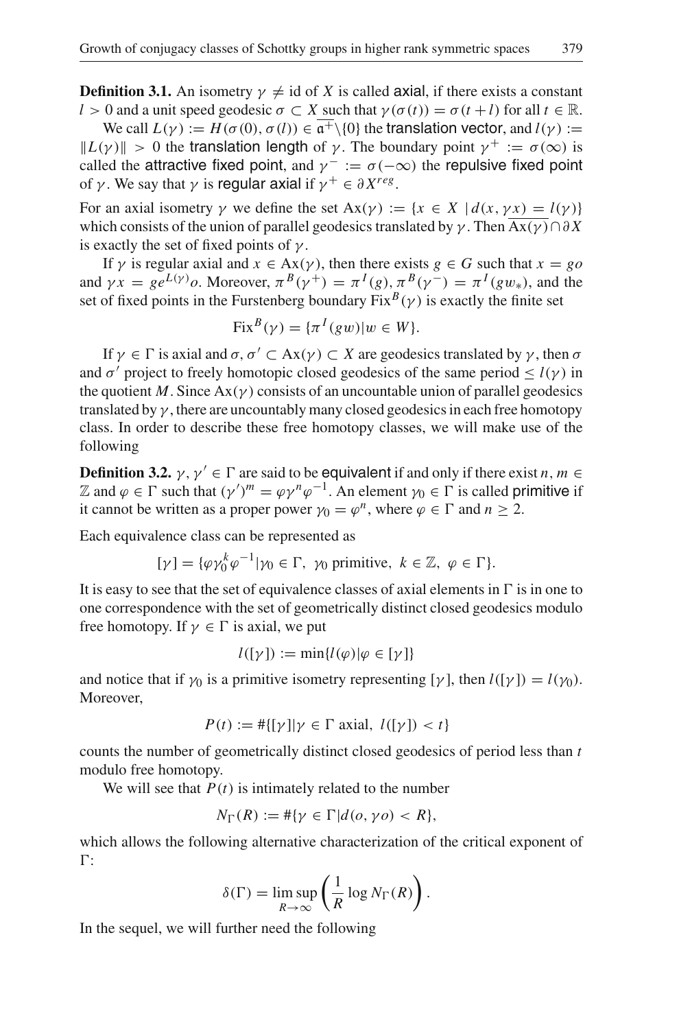**Definition 3.1.** An isometry $\gamma \neq \mathrm{id}$ of $X$ is called axial, if there exists a constant $l > 0$ and a unit speed geodesic $\sigma \subset X$ such that $\gamma(\sigma(t)) = \sigma(t + l)$ for all $t \in \mathbb{R}$.

We call $L(\gamma) := H(\sigma(0), \sigma(l)) \in \overline{\mathfrak{a}^+}\backslash\{0\}$ the translation vector, and $l(\gamma) := \|L(\gamma)\| > 0$ the translation length of $\gamma$. The boundary point $\gamma^+ := \sigma(\infty)$ is called the attractive fixed point, and $\gamma^- := \sigma(-\infty)$ the repulsive fixed point of $\gamma$. We say that $\gamma$ is regular axial if $\gamma^+ \in \partial X^{reg}$.

For an axial isometry $\gamma$ we define the set $\mathrm{Ax}(\gamma) := \{x \in X \mid d(x, \gamma x) = l(\gamma)\}$ which consists of the union of parallel geodesics translated by $\gamma$. Then $\overline{\mathrm{Ax}(\gamma)} \cap \partial X$ is exactly the set of fixed points of $\gamma$.

If $\gamma$ is regular axial and $x \in \mathrm{Ax}(\gamma)$, then there exists $g \in G$ such that $x = go$ and $\gamma x = ge^{L(\gamma)}o$. Moreover, $\pi^B(\gamma^+) = \pi^I(g), \pi^B(\gamma^-) = \pi^I(gw_*)$, and the set of fixed points in the Furstenberg boundary $\mathrm{Fix}^B(\gamma)$ is exactly the finite set

$$\mathrm{Fix}^B(\gamma) = \{\pi^I(gw) | w \in W\}.$$

If $\gamma \in \Gamma$ is axial and $\sigma, \sigma' \subset \mathrm{Ax}(\gamma) \subset X$ are geodesics translated by $\gamma$, then $\sigma$ and $\sigma'$ project to freely homotopic closed geodesics of the same period $\leq l(\gamma)$ in the quotient $M$. Since $\mathrm{Ax}(\gamma)$ consists of an uncountable union of parallel geodesics translated by $\gamma$, there are uncountably many closed geodesics in each free homotopy class. In order to describe these free homotopy classes, we will make use of the following

**Definition 3.2.** $\gamma, \gamma' \in \Gamma$ are said to be equivalent if and only if there exist $n, m \in \mathbb{Z}$ and $\varphi \in \Gamma$ such that $(\gamma')^m = \varphi\gamma^n\varphi^{-1}$. An element $\gamma_0 \in \Gamma$ is called primitive if it cannot be written as a proper power $\gamma_0 = \varphi^n$, where $\varphi \in \Gamma$ and $n \geq 2$.

Each equivalence class can be represented as

$$[\gamma] = \{\varphi\gamma_0^k\varphi^{-1} | \gamma_0 \in \Gamma,\ \gamma_0 \text{ primitive},\ k \in \mathbb{Z},\ \varphi \in \Gamma\}.$$

It is easy to see that the set of equivalence classes of axial elements in $\Gamma$ is in one to one correspondence with the set of geometrically distinct closed geodesics modulo free homotopy. If $\gamma \in \Gamma$ is axial, we put

$$l([\gamma]) := \min\{l(\varphi) | \varphi \in [\gamma]\}$$

and notice that if $\gamma_0$ is a primitive isometry representing $[\gamma]$, then $l([\gamma]) = l(\gamma_0)$. Moreover,

$$P(t) := \#\{[\gamma] | \gamma \in \Gamma \text{ axial},\ l([\gamma]) < t\}$$

counts the number of geometrically distinct closed geodesics of period less than $t$ modulo free homotopy.

We will see that $P(t)$ is intimately related to the number

$$N_\Gamma(R) := \#\{\gamma \in \Gamma | d(o, \gamma o) < R\},$$

which allows the following alternative characterization of the critical exponent of $\Gamma$:

$$\delta(\Gamma) = \limsup_{R\to\infty} \left(\frac{1}{R}\log N_\Gamma(R)\right).$$

In the sequel, we will further need the following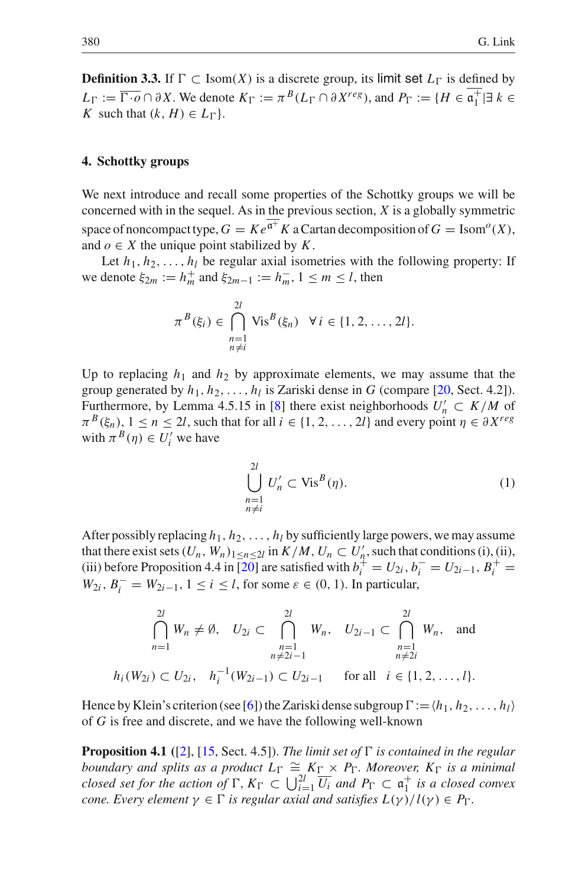**Definition 3.3.** If $\Gamma \subset \mathrm{Isom}(X)$ is a discrete group, its limit set $L_\Gamma$ is defined by $L_\Gamma := \overline{\Gamma \cdot o} \cap \partial X$. We denote $K_\Gamma := \pi^B(L_\Gamma \cap \partial X^{reg})$, and $P_\Gamma := \{H \in \overline{\mathfrak{a}_1^+} \mid \exists\, k \in K$ such that $(k, H) \in L_\Gamma\}$.

## 4. Schottky groups

We next introduce and recall some properties of the Schottky groups we will be concerned with in the sequel. As in the previous section, $X$ is a globally symmetric space of noncompact type, $G = K e^{\overline{\mathfrak{a}^+}} K$ a Cartan decomposition of $G = \mathrm{Isom}^o(X)$, and $o \in X$ the unique point stabilized by $K$.

Let $h_1, h_2, \ldots, h_l$ be regular axial isometries with the following property: If we denote $\xi_{2m} := h_m^+$ and $\xi_{2m-1} := h_m^-$, $1 \le m \le l$, then

$$\pi^B(\xi_i) \in \bigcap_{\substack{n=1\\ n\neq i}}^{2l} \mathrm{Vis}^B(\xi_n) \quad \forall\, i \in \{1, 2, \ldots, 2l\}.$$

Up to replacing $h_1$ and $h_2$ by approximate elements, we may assume that the group generated by $h_1, h_2, \ldots, h_l$ is Zariski dense in $G$ (compare [20, Sect. 4.2]). Furthermore, by Lemma 4.5.15 in [8] there exist neighborhoods $U_n' \subset K/M$ of $\pi^B(\xi_n)$, $1 \le n \le 2l$, such that for all $i \in \{1, 2, \ldots, 2l\}$ and every point $\eta \in \partial X^{reg}$ with $\pi^B(\eta) \in U_i'$ we have

$$\bigcup_{\substack{n=1\\ n\neq i}}^{2l} U_n' \subset \mathrm{Vis}^B(\eta). \tag{1}$$

After possibly replacing $h_1, h_2, \ldots, h_l$ by sufficiently large powers, we may assume that there exist sets $(U_n, W_n)_{1\le n\le 2l}$ in $K/M$, $U_n \subset U_n'$, such that conditions (i), (ii), (iii) before Proposition 4.4 in [20] are satisfied with $b_i^+ = U_{2i}$, $b_i^- = U_{2i-1}$, $B_i^+ = W_{2i}$, $B_i^- = W_{2i-1}$, $1 \le i \le l$, for some $\varepsilon \in (0, 1)$. In particular,

$$\bigcap_{n=1}^{2l} W_n \neq \emptyset, \quad U_{2i} \subset \bigcap_{\substack{n=1\\ n\neq 2i-1}}^{2l} W_n, \quad U_{2i-1} \subset \bigcap_{\substack{n=1\\ n\neq 2i}}^{2l} W_n, \quad \text{and}$$

$$h_i(W_{2i}) \subset U_{2i}, \quad h_i^{-1}(W_{2i-1}) \subset U_{2i-1} \qquad \text{for all} \quad i \in \{1, 2, \ldots, l\}.$$

Hence by Klein's criterion (see [6]) the Zariski dense subgroup $\Gamma := \langle h_1, h_2, \ldots, h_l\rangle$ of $G$ is free and discrete, and we have the following well-known

**Proposition 4.1** ([2], [15, Sect. 4.5]). *The limit set of $\Gamma$ is contained in the regular boundary and splits as a product $L_\Gamma \cong K_\Gamma \times P_\Gamma$. Moreover, $K_\Gamma$ is a minimal closed set for the action of $\Gamma$, $K_\Gamma \subset \bigcup_{i=1}^{2l} \overline{U_i}$ and $P_\Gamma \subset \mathfrak{a}_1^+$ is a closed convex cone. Every element $\gamma \in \Gamma$ is regular axial and satisfies $L(\gamma)/l(\gamma) \in P_\Gamma$.*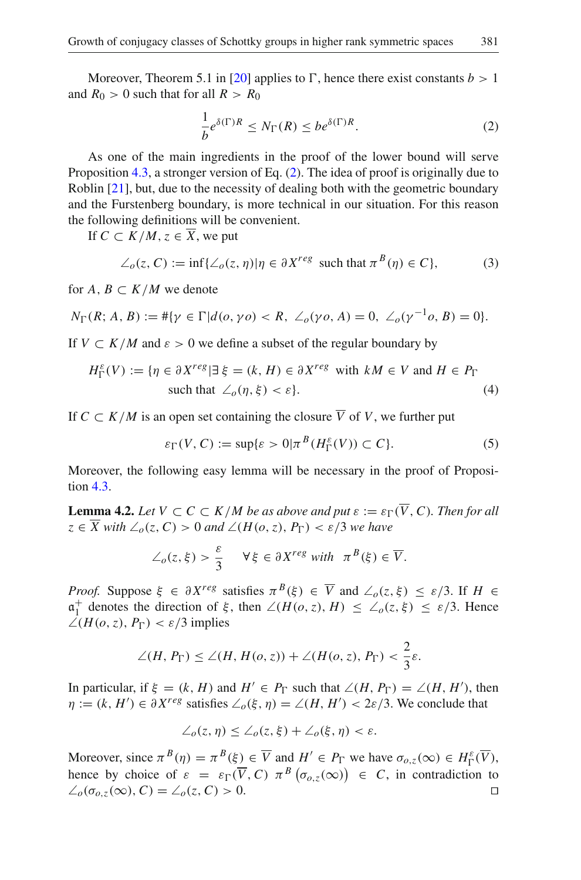Moreover, Theorem 5.1 in [20] applies to $\Gamma$, hence there exist constants $b > 1$ and $R_0 > 0$ such that for all $R > R_0$

$$\frac{1}{b} e^{\delta(\Gamma)R} \leq N_\Gamma(R) \leq b e^{\delta(\Gamma)R}. \tag{2}$$

As one of the main ingredients in the proof of the lower bound will serve Proposition 4.3, a stronger version of Eq. (2). The idea of proof is originally due to Roblin [21], but, due to the necessity of dealing both with the geometric boundary and the Furstenberg boundary, is more technical in our situation. For this reason the following definitions will be convenient.

If $C \subset K/M$, $z \in \overline{X}$, we put

$$\angle_o(z, C) := \inf\{\angle_o(z, \eta) \,|\, \eta \in \partial X^{reg} \text{ such that } \pi^B(\eta) \in C\}, \tag{3}$$

for $A, B \subset K/M$ we denote

$$N_\Gamma(R; A, B) := \#\{\gamma \in \Gamma \,|\, d(o, \gamma o) < R,\ \angle_o(\gamma o, A) = 0,\ \angle_o(\gamma^{-1} o, B) = 0\}.$$

If $V \subset K/M$ and $\varepsilon > 0$ we define a subset of the regular boundary by

$$H_\Gamma^\varepsilon(V) := \{\eta \in \partial X^{reg} \,|\, \exists\, \xi = (k, H) \in \partial X^{reg} \text{ with } kM \in V \text{ and } H \in P_\Gamma \text{ such that } \angle_o(\eta, \xi) < \varepsilon\}. \tag{4}$$

If $C \subset K/M$ is an open set containing the closure $\overline{V}$ of $V$, we further put

$$\varepsilon_\Gamma(V, C) := \sup\{\varepsilon > 0 \,|\, \pi^B(H_\Gamma^\varepsilon(V)) \subset C\}. \tag{5}$$

Moreover, the following easy lemma will be necessary in the proof of Proposition 4.3.

**Lemma 4.2.** *Let $V \subset C \subset K/M$ be as above and put $\varepsilon := \varepsilon_\Gamma(\overline{V}, C)$. Then for all $z \in \overline{X}$ with $\angle_o(z, C) > 0$ and $\angle(H(o, z), P_\Gamma) < \varepsilon/3$ we have*

$$\angle_o(z, \xi) > \frac{\varepsilon}{3} \qquad \forall\, \xi \in \partial X^{reg} \text{ with } \ \pi^B(\xi) \in \overline{V}.$$

*Proof.* Suppose $\xi \in \partial X^{reg}$ satisfies $\pi^B(\xi) \in \overline{V}$ and $\angle_o(z, \xi) \leq \varepsilon/3$. If $H \in \mathfrak{a}_1^+$ denotes the direction of $\xi$, then $\angle(H(o, z), H) \leq \angle_o(z, \xi) \leq \varepsilon/3$. Hence $\angle(H(o, z), P_\Gamma) < \varepsilon/3$ implies

$$\angle(H, P_\Gamma) \leq \angle(H, H(o, z)) + \angle(H(o, z), P_\Gamma) < \frac{2}{3}\varepsilon.$$

In particular, if $\xi = (k, H)$ and $H' \in P_\Gamma$ such that $\angle(H, P_\Gamma) = \angle(H, H')$, then $\eta := (k, H') \in \partial X^{reg}$ satisfies $\angle_o(\xi, \eta) = \angle(H, H') < 2\varepsilon/3$. We conclude that

$$\angle_o(z, \eta) \leq \angle_o(z, \xi) + \angle_o(\xi, \eta) < \varepsilon.$$

Moreover, since $\pi^B(\eta) = \pi^B(\xi) \in \overline{V}$ and $H' \in P_\Gamma$ we have $\sigma_{o,z}(\infty) \in H_\Gamma^\varepsilon(\overline{V})$, hence by choice of $\varepsilon = \varepsilon_\Gamma(\overline{V}, C)$ $\pi^B\left(\sigma_{o,z}(\infty)\right) \in C$, in contradiction to $\angle_o(\sigma_{o,z}(\infty), C) = \angle_o(z, C) > 0$. $\square$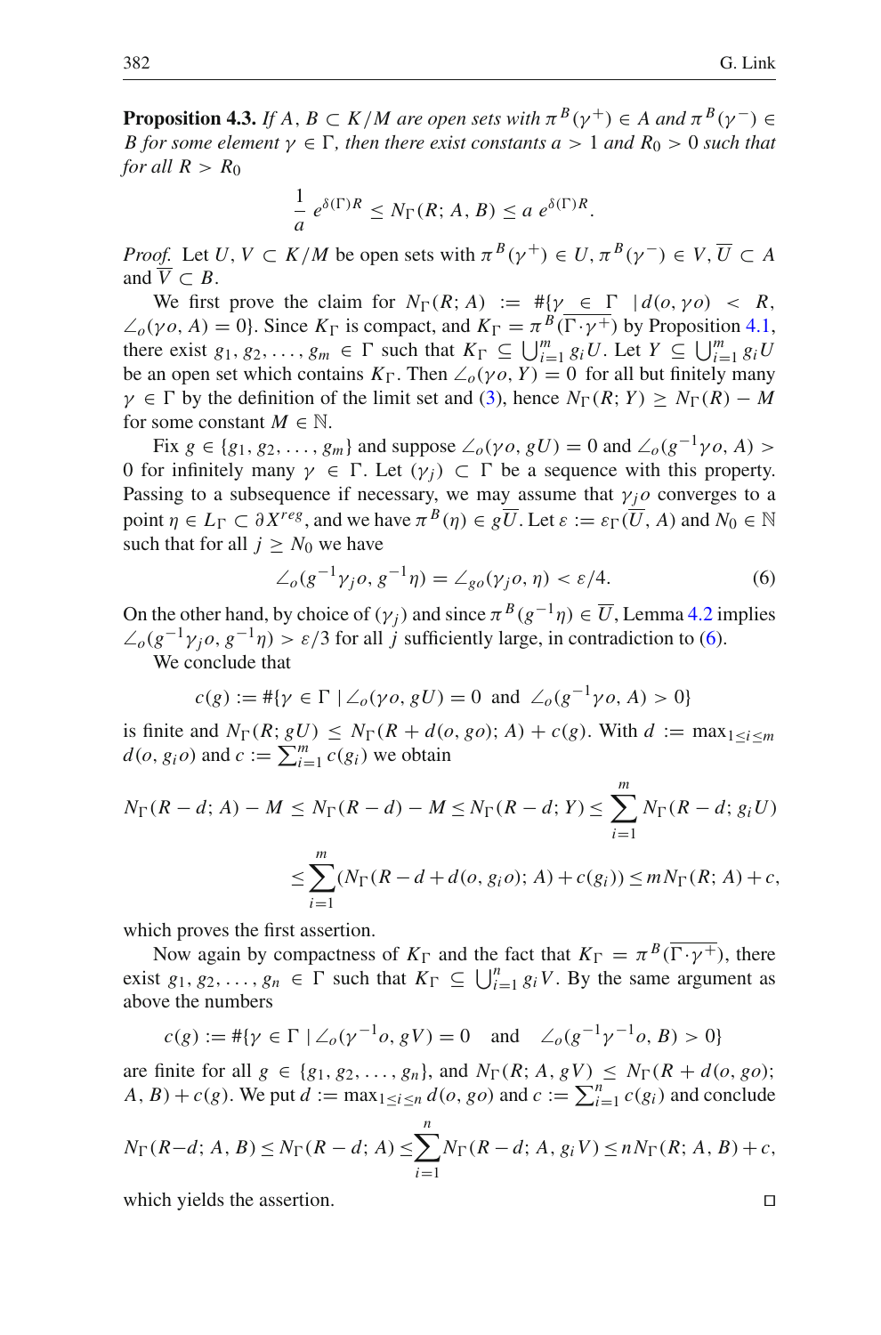**Proposition 4.3.** *If $A, B \subset K/M$ are open sets with $\pi^B(\gamma^+) \in A$ and $\pi^B(\gamma^-) \in B$ for some element $\gamma \in \Gamma$, then there exist constants $a > 1$ and $R_0 > 0$ such that for all $R > R_0$*

$$\frac{1}{a}\, e^{\delta(\Gamma)R} \leq N_\Gamma(R; A, B) \leq a\, e^{\delta(\Gamma)R}.$$

*Proof.* Let $U, V \subset K/M$ be open sets with $\pi^B(\gamma^+) \in U$, $\pi^B(\gamma^-) \in V$, $\overline{U} \subset A$ and $\overline{V} \subset B$.

We first prove the claim for $N_\Gamma(R; A) := \#\{\gamma \in \Gamma \mid d(o, \gamma o) < R, \angle_o(\gamma o, A) = 0\}$. Since $K_\Gamma$ is compact, and $K_\Gamma = \pi^B(\overline{\Gamma \cdot \gamma^+})$ by Proposition 4.1, there exist $g_1, g_2, \ldots, g_m \in \Gamma$ such that $K_\Gamma \subseteq \bigcup_{i=1}^m g_i U$. Let $Y \subseteq \bigcup_{i=1}^m g_i U$ be an open set which contains $K_\Gamma$. Then $\angle_o(\gamma o, Y) = 0$ for all but finitely many $\gamma \in \Gamma$ by the definition of the limit set and (3), hence $N_\Gamma(R; Y) \geq N_\Gamma(R) - M$ for some constant $M \in \mathbb{N}$.

Fix $g \in \{g_1, g_2, \ldots, g_m\}$ and suppose $\angle_o(\gamma o, gU) = 0$ and $\angle_o(g^{-1}\gamma o, A) > 0$ for infinitely many $\gamma \in \Gamma$. Let $(\gamma_j) \subset \Gamma$ be a sequence with this property. Passing to a subsequence if necessary, we may assume that $\gamma_j o$ converges to a point $\eta \in L_\Gamma \subset \partial X^{reg}$, and we have $\pi^B(\eta) \in g\overline{U}$. Let $\varepsilon := \varepsilon_\Gamma(\overline{U}, A)$ and $N_0 \in \mathbb{N}$ such that for all $j \geq N_0$ we have

$$\angle_o(g^{-1}\gamma_j o, g^{-1}\eta) = \angle_{go}(\gamma_j o, \eta) < \varepsilon/4. \tag{6}$$

On the other hand, by choice of $(\gamma_j)$ and since $\pi^B(g^{-1}\eta) \in \overline{U}$, Lemma 4.2 implies $\angle_o(g^{-1}\gamma_j o, g^{-1}\eta) > \varepsilon/3$ for all $j$ sufficiently large, in contradiction to (6).

We conclude that

$$c(g) := \#\{\gamma \in \Gamma \mid \angle_o(\gamma o, gU) = 0 \;\text{ and }\; \angle_o(g^{-1}\gamma o, A) > 0\}$$

is finite and $N_\Gamma(R; gU) \leq N_\Gamma(R + d(o, go); A) + c(g)$. With $d := \max_{1\leq i\leq m} d(o, g_i o)$ and $c := \sum_{i=1}^m c(g_i)$ we obtain

$$\begin{aligned}
N_\Gamma(R-d; A) - M &\leq N_\Gamma(R-d) - M \leq N_\Gamma(R-d; Y) \leq \sum_{i=1}^m N_\Gamma(R-d; g_i U) \\
&\leq \sum_{i=1}^m \left(N_\Gamma(R - d + d(o, g_i o); A) + c(g_i)\right) \leq m N_\Gamma(R; A) + c,
\end{aligned}$$

which proves the first assertion.

Now again by compactness of $K_\Gamma$ and the fact that $K_\Gamma = \pi^B(\overline{\Gamma \cdot \gamma^+})$, there exist $g_1, g_2, \ldots, g_n \in \Gamma$ such that $K_\Gamma \subseteq \bigcup_{i=1}^n g_i V$. By the same argument as above the numbers

$$c(g) := \#\{\gamma \in \Gamma \mid \angle_o(\gamma^{-1} o, gV) = 0 \quad\text{and}\quad \angle_o(g^{-1}\gamma^{-1} o, B) > 0\}$$

are finite for all $g \in \{g_1, g_2, \ldots, g_n\}$, and $N_\Gamma(R; A, gV) \leq N_\Gamma(R + d(o, go); A, B) + c(g)$. We put $d := \max_{1\leq i\leq n} d(o, go)$ and $c := \sum_{i=1}^n c(g_i)$ and conclude

$$N_\Gamma(R-d; A, B) \leq N_\Gamma(R-d; A) \leq \sum_{i=1}^n N_\Gamma(R-d; A, g_i V) \leq n N_\Gamma(R; A, B) + c,$$

which yields the assertion. □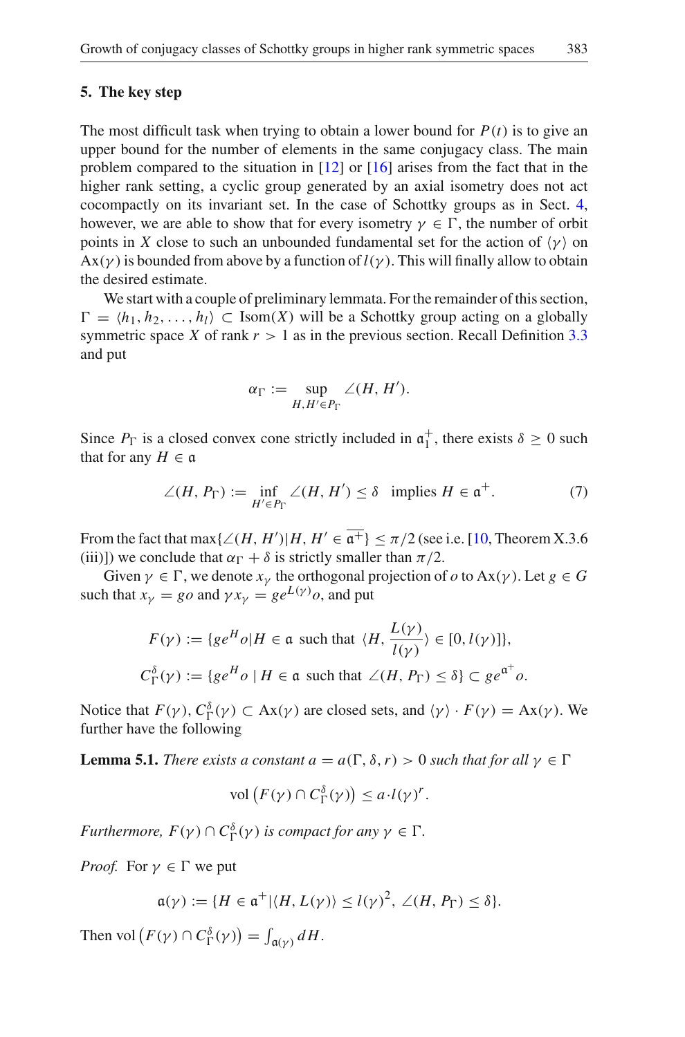## 5. The key step

The most difficult task when trying to obtain a lower bound for $P(t)$ is to give an upper bound for the number of elements in the same conjugacy class. The main problem compared to the situation in [12] or [16] arises from the fact that in the higher rank setting, a cyclic group generated by an axial isometry does not act cocompactly on its invariant set. In the case of Schottky groups as in Sect. 4, however, we are able to show that for every isometry $\gamma \in \Gamma$, the number of orbit points in $X$ close to such an unbounded fundamental set for the action of $\langle\gamma\rangle$ on $\mathrm{Ax}(\gamma)$ is bounded from above by a function of $l(\gamma)$. This will finally allow to obtain the desired estimate.

We start with a couple of preliminary lemmata. For the remainder of this section, $\Gamma = \langle h_1, h_2, \ldots, h_l\rangle \subset \mathrm{Isom}(X)$ will be a Schottky group acting on a globally symmetric space $X$ of rank $r > 1$ as in the previous section. Recall Definition 3.3 and put

$$\alpha_\Gamma := \sup_{H, H' \in P_\Gamma} \angle(H, H').$$

Since $P_\Gamma$ is a closed convex cone strictly included in $\mathfrak{a}_1^+$, there exists $\delta \geq 0$ such that for any $H \in \mathfrak{a}$

$$\angle(H, P_\Gamma) := \inf_{H' \in P_\Gamma} \angle(H, H') \leq \delta \quad \text{implies } H \in \mathfrak{a}^+. \tag{7}$$

From the fact that $\max\{\angle(H, H') | H, H' \in \overline{\mathfrak{a}^+}\} \leq \pi/2$ (see i.e. [10, Theorem X.3.6 (iii)]) we conclude that $\alpha_\Gamma + \delta$ is strictly smaller than $\pi/2$.

Given $\gamma \in \Gamma$, we denote $x_\gamma$ the orthogonal projection of $o$ to $\mathrm{Ax}(\gamma)$. Let $g \in G$ such that $x_\gamma = go$ and $\gamma x_\gamma = g e^{L(\gamma)} o$, and put

$$F(\gamma) := \{g e^H o | H \in \mathfrak{a} \text{ such that } \langle H, \frac{L(\gamma)}{l(\gamma)}\rangle \in [0, l(\gamma)]\},$$
$$C_\Gamma^\delta(\gamma) := \{g e^H o \mid H \in \mathfrak{a} \text{ such that } \angle(H, P_\Gamma) \leq \delta\} \subset g e^{\mathfrak{a}^+} o.$$

Notice that $F(\gamma), C_\Gamma^\delta(\gamma) \subset \mathrm{Ax}(\gamma)$ are closed sets, and $\langle\gamma\rangle \cdot F(\gamma) = \mathrm{Ax}(\gamma)$. We further have the following

**Lemma 5.1.** *There exists a constant $a = a(\Gamma, \delta, r) > 0$ such that for all $\gamma \in \Gamma$*

$$\mathrm{vol}\left(F(\gamma) \cap C_\Gamma^\delta(\gamma)\right) \leq a \cdot l(\gamma)^r.$$

*Furthermore, $F(\gamma) \cap C_\Gamma^\delta(\gamma)$ is compact for any $\gamma \in \Gamma$.*

*Proof.* For $\gamma \in \Gamma$ we put

$$\mathfrak{a}(\gamma) := \{H \in \mathfrak{a}^+ | \langle H, L(\gamma)\rangle \leq l(\gamma)^2, \ \angle(H, P_\Gamma) \leq \delta\}.$$

Then $\mathrm{vol}\left(F(\gamma) \cap C_\Gamma^\delta(\gamma)\right) = \int_{\mathfrak{a}(\gamma)} dH$.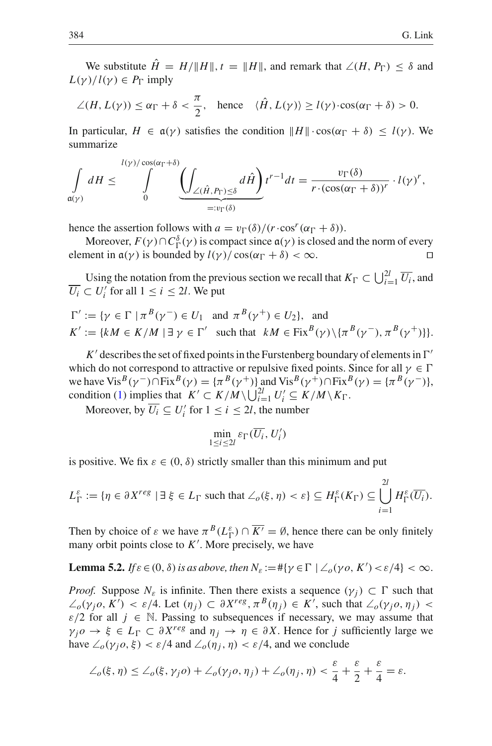We substitute $\hat{H} = H/\|H\|$, $t = \|H\|$, and remark that $\angle(H, P_\Gamma) \leq \delta$ and $L(\gamma)/l(\gamma) \in P_\Gamma$ imply

$$\angle(H, L(\gamma)) \leq \alpha_\Gamma + \delta < \frac{\pi}{2}, \quad \text{hence} \quad \langle \hat{H}, L(\gamma)\rangle \geq l(\gamma)\cdot\cos(\alpha_\Gamma + \delta) > 0.$$

In particular, $H \in \mathfrak{a}(\gamma)$ satisfies the condition $\|H\| \cdot \cos(\alpha_\Gamma + \delta) \leq l(\gamma)$. We summarize

$$\int_{\mathfrak{a}(\gamma)} dH \leq \int_0^{l(\gamma)/\cos(\alpha_\Gamma+\delta)} \underbrace{\left(\int_{\angle(\hat{H},P_\Gamma)\leq\delta} d\hat{H}\right)}_{=:v_\Gamma(\delta)} t^{r-1}dt = \frac{v_\Gamma(\delta)}{r\cdot(\cos(\alpha_\Gamma+\delta))^r}\cdot l(\gamma)^r,$$

hence the assertion follows with $a = v_\Gamma(\delta)/(r\cdot\cos^r(\alpha_\Gamma + \delta))$.

Moreover, $F(\gamma)\cap C^\delta_\Gamma(\gamma)$ is compact since $\mathfrak{a}(\gamma)$ is closed and the norm of every element in $\mathfrak{a}(\gamma)$ is bounded by $l(\gamma)/\cos(\alpha_\Gamma+\delta) < \infty$. □

Using the notation from the previous section we recall that $K_\Gamma \subset \bigcup_{i=1}^{2l} \overline{U_i}$, and $\overline{U_i} \subset U_i'$ for all $1 \leq i \leq 2l$. We put

$$\Gamma' := \{\gamma \in \Gamma \mid \pi^B(\gamma^-) \in U_1 \ \text{ and } \ \pi^B(\gamma^+) \in U_2\}, \ \text{ and}$$
$$K' := \{kM \in K/M \mid \exists\, \gamma \in \Gamma' \ \text{ such that } \ kM \in \mathrm{Fix}^B(\gamma)\backslash\{\pi^B(\gamma^-), \pi^B(\gamma^+)\}\}.$$

$K'$ describes the set of fixed points in the Furstenberg boundary of elements in $\Gamma'$ which do not correspond to attractive or repulsive fixed points. Since for all $\gamma \in \Gamma$ we have $\mathrm{Vis}^B(\gamma^-)\cap\mathrm{Fix}^B(\gamma) = \{\pi^B(\gamma^+)\}$ and $\mathrm{Vis}^B(\gamma^+)\cap\mathrm{Fix}^B(\gamma) = \{\pi^B(\gamma^-)\}$, condition (1) implies that $K' \subset K/M\backslash\bigcup_{i=1}^{2l} U_i' \subseteq K/M\backslash K_\Gamma$.

Moreover, by $\overline{U_i} \subseteq U_i'$ for $1 \leq i \leq 2l$, the number

$$\min_{1\leq i\leq 2l} \varepsilon_\Gamma(\overline{U_i}, U_i')$$

is positive. We fix $\varepsilon \in (0, \delta)$ strictly smaller than this minimum and put

$$L^\varepsilon_\Gamma := \{\eta \in \partial X^{reg} \mid \exists\, \xi \in L_\Gamma \text{ such that } \angle_o(\xi, \eta) < \varepsilon\} \subseteq H^\varepsilon_\Gamma(K_\Gamma) \subseteq \bigcup_{i=1}^{2l} H^\varepsilon_\Gamma(\overline{U_i}).$$

Then by choice of $\varepsilon$ we have $\pi^B(L^\varepsilon_\Gamma) \cap \overline{K'} = \emptyset$, hence there can be only finitely many orbit points close to $K'$. More precisely, we have

**Lemma 5.2.** *If $\varepsilon \in (0, \delta)$ is as above, then $N_\varepsilon := \#\{\gamma \in \Gamma \mid \angle_o(\gamma o, K') < \varepsilon/4\} < \infty$.*

*Proof.* Suppose $N_\varepsilon$ is infinite. Then there exists a sequence $(\gamma_j) \subset \Gamma$ such that $\angle_o(\gamma_j o, K') < \varepsilon/4$. Let $(\eta_j) \subset \partial X^{reg}$, $\pi^B(\eta_j) \in K'$, such that $\angle_o(\gamma_j o, \eta_j) < \varepsilon/2$ for all $j \in \mathbb{N}$. Passing to subsequences if necessary, we may assume that $\gamma_j o \to \xi \in L_\Gamma \subset \partial X^{reg}$ and $\eta_j \to \eta \in \partial X$. Hence for $j$ sufficiently large we have $\angle_o(\gamma_j o, \xi) < \varepsilon/4$ and $\angle_o(\eta_j, \eta) < \varepsilon/4$, and we conclude

$$\angle_o(\xi, \eta) \leq \angle_o(\xi, \gamma_j o) + \angle_o(\gamma_j o, \eta_j) + \angle_o(\eta_j, \eta) < \frac{\varepsilon}{4} + \frac{\varepsilon}{2} + \frac{\varepsilon}{4} = \varepsilon.$$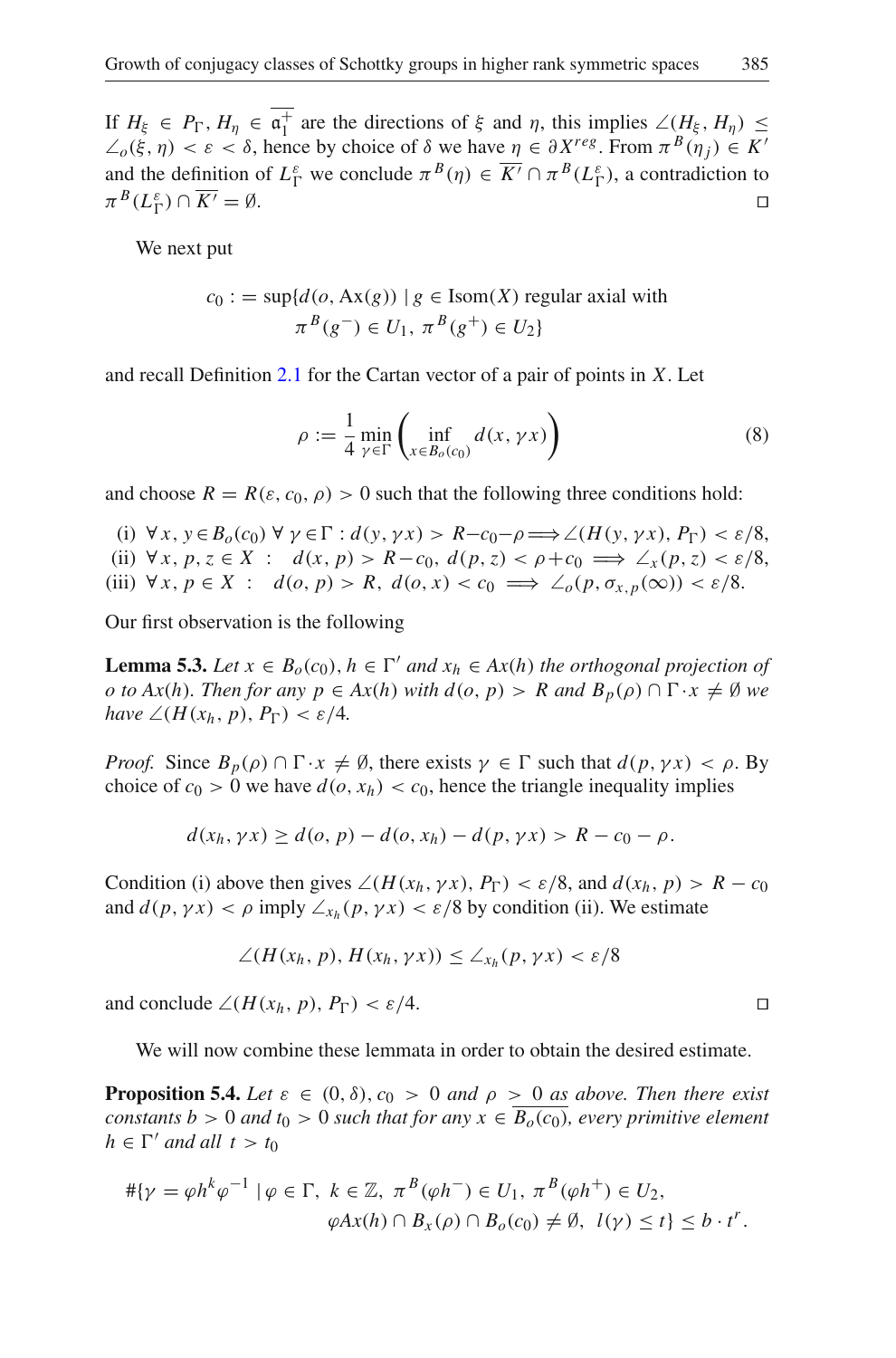If $H_\xi \in P_\Gamma$, $H_\eta \in \overline{\mathfrak{a}_1^+}$ are the directions of $\xi$ and $\eta$, this implies $\angle(H_\xi, H_\eta) \le \angle_o(\xi, \eta) < \varepsilon < \delta$, hence by choice of $\delta$ we have $\eta \in \partial X^{reg}$. From $\pi^B(\eta_j) \in K'$ and the definition of $L_\Gamma^\varepsilon$ we conclude $\pi^B(\eta) \in \overline{K'} \cap \pi^B(L_\Gamma^\varepsilon)$, a contradiction to $\pi^B(L_\Gamma^\varepsilon) \cap \overline{K'} = \emptyset$. □

We next put

$$c_0 := \sup\{d(o, \mathrm{Ax}(g)) \mid g \in \mathrm{Isom}(X) \text{ regular axial with } \pi^B(g^-) \in U_1,\ \pi^B(g^+) \in U_2\}$$

and recall Definition 2.1 for the Cartan vector of a pair of points in $X$. Let

$$\rho := \frac{1}{4} \min_{\gamma \in \Gamma} \left( \inf_{x \in B_o(c_0)} d(x, \gamma x) \right) \tag{8}$$

and choose $R = R(\varepsilon, c_0, \rho) > 0$ such that the following three conditions hold:

(i) $\forall\, x, y \in B_o(c_0)\ \forall\, \gamma \in \Gamma : d(y, \gamma x) > R - c_0 - \rho \Longrightarrow \angle(H(y, \gamma x), P_\Gamma) < \varepsilon/8$,
(ii) $\forall\, x, p, z \in X\ :\ \ d(x, p) > R - c_0,\ d(p, z) < \rho + c_0 \Longrightarrow \angle_x(p, z) < \varepsilon/8$,
(iii) $\forall\, x, p \in X\ :\ \ d(o, p) > R,\ d(o, x) < c_0 \Longrightarrow \angle_o(p, \sigma_{x,p}(\infty)) < \varepsilon/8$.

Our first observation is the following

**Lemma 5.3.** *Let $x \in B_o(c_0)$, $h \in \Gamma'$ and $x_h \in Ax(h)$ the orthogonal projection of $o$ to $Ax(h)$. Then for any $p \in Ax(h)$ with $d(o, p) > R$ and $B_p(\rho) \cap \Gamma \cdot x \neq \emptyset$ we have $\angle(H(x_h, p), P_\Gamma) < \varepsilon/4$.*

*Proof.* Since $B_p(\rho) \cap \Gamma \cdot x \neq \emptyset$, there exists $\gamma \in \Gamma$ such that $d(p, \gamma x) < \rho$. By choice of $c_0 > 0$ we have $d(o, x_h) < c_0$, hence the triangle inequality implies

$$d(x_h, \gamma x) \ge d(o, p) - d(o, x_h) - d(p, \gamma x) > R - c_0 - \rho.$$

Condition (i) above then gives $\angle(H(x_h, \gamma x), P_\Gamma) < \varepsilon/8$, and $d(x_h, p) > R - c_0$ and $d(p, \gamma x) < \rho$ imply $\angle_{x_h}(p, \gamma x) < \varepsilon/8$ by condition (ii). We estimate

$$\angle(H(x_h, p), H(x_h, \gamma x)) \le \angle_{x_h}(p, \gamma x) < \varepsilon/8$$

and conclude $\angle(H(x_h, p), P_\Gamma) < \varepsilon/4$. □

We will now combine these lemmata in order to obtain the desired estimate.

**Proposition 5.4.** *Let $\varepsilon \in (0, \delta)$, $c_0 > 0$ and $\rho > 0$ as above. Then there exist constants $b > 0$ and $t_0 > 0$ such that for any $x \in \overline{B_o(c_0)}$, every primitive element $h \in \Gamma'$ and all $t > t_0$*

$$\#\{\gamma = \varphi h^k \varphi^{-1} \mid \varphi \in \Gamma,\ k \in \mathbb{Z},\ \pi^B(\varphi h^-) \in U_1,\ \pi^B(\varphi h^+) \in U_2, \\ \varphi Ax(h) \cap B_x(\rho) \cap B_o(c_0) \neq \emptyset,\ l(\gamma) \le t\} \le b \cdot t^r.$$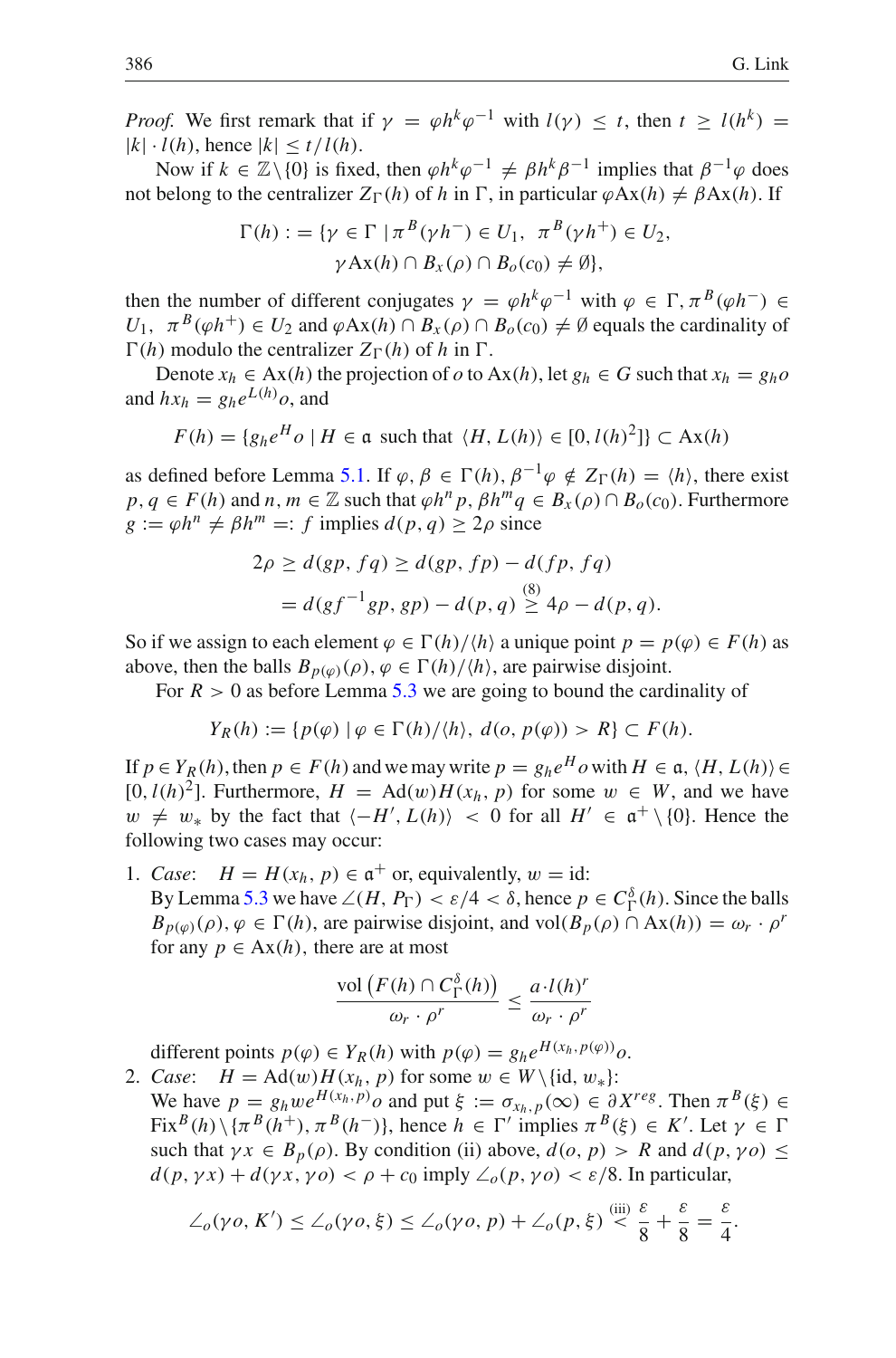*Proof.* We first remark that if $\gamma = \varphi h^k \varphi^{-1}$ with $l(\gamma) \le t$, then $t \ge l(h^k) = |k| \cdot l(h)$, hence $|k| \le t/l(h)$.

Now if $k \in \mathbb{Z}\backslash\{0\}$ is fixed, then $\varphi h^k \varphi^{-1} \ne \beta h^k \beta^{-1}$ implies that $\beta^{-1}\varphi$ does not belong to the centralizer $Z_\Gamma(h)$ of $h$ in $\Gamma$, in particular $\varphi \mathrm{Ax}(h) \ne \beta \mathrm{Ax}(h)$. If

$$\Gamma(h) := \{\gamma \in \Gamma \mid \pi^B(\gamma h^-) \in U_1,\ \pi^B(\gamma h^+) \in U_2, \\ \gamma \mathrm{Ax}(h) \cap B_x(\rho) \cap B_o(c_0) \ne \emptyset\},$$

then the number of different conjugates $\gamma = \varphi h^k \varphi^{-1}$ with $\varphi \in \Gamma, \pi^B(\varphi h^-) \in U_1,\ \pi^B(\varphi h^+) \in U_2$ and $\varphi \mathrm{Ax}(h) \cap B_x(\rho) \cap B_o(c_0) \ne \emptyset$ equals the cardinality of $\Gamma(h)$ modulo the centralizer $Z_\Gamma(h)$ of $h$ in $\Gamma$.

Denote $x_h \in \mathrm{Ax}(h)$ the projection of $o$ to $\mathrm{Ax}(h)$, let $g_h \in G$ such that $x_h = g_h o$ and $h x_h = g_h e^{L(h)} o$, and

$$F(h) = \{g_h e^H o \mid H \in \mathfrak{a} \text{ such that } \langle H, L(h)\rangle \in [0, l(h)^2]\} \subset \mathrm{Ax}(h)$$

as defined before Lemma 5.1. If $\varphi, \beta \in \Gamma(h), \beta^{-1}\varphi \notin Z_\Gamma(h) = \langle h\rangle$, there exist $p, q \in F(h)$ and $n, m \in \mathbb{Z}$ such that $\varphi h^n p, \beta h^m q \in B_x(\rho) \cap B_o(c_0)$. Furthermore $g := \varphi h^n \ne \beta h^m =: f$ implies $d(p, q) \ge 2\rho$ since

$$\begin{aligned} 2\rho \ge d(gp, fq) &\ge d(gp, fp) - d(fp, fq) \\ &= d(gf^{-1}gp, gp) - d(p, q) \overset{(8)}{\ge} 4\rho - d(p, q). \end{aligned}$$

So if we assign to each element $\varphi \in \Gamma(h)/\langle h\rangle$ a unique point $p = p(\varphi) \in F(h)$ as above, then the balls $B_{p(\varphi)}(\rho), \varphi \in \Gamma(h)/\langle h\rangle$, are pairwise disjoint.

For $R > 0$ as before Lemma 5.3 we are going to bound the cardinality of

$$Y_R(h) := \{p(\varphi) \mid \varphi \in \Gamma(h)/\langle h\rangle,\ d(o, p(\varphi)) > R\} \subset F(h).$$

If $p \in Y_R(h)$, then $p \in F(h)$ and we may write $p = g_h e^H o$ with $H \in \mathfrak{a}$, $\langle H, L(h)\rangle \in [0, l(h)^2]$. Furthermore, $H = \mathrm{Ad}(w) H(x_h, p)$ for some $w \in W$, and we have $w \ne w_*$ by the fact that $\langle -H', L(h)\rangle < 0$ for all $H' \in \mathfrak{a}^+ \setminus \{0\}$. Hence the following two cases may occur:

1. *Case*: $\quad H = H(x_h, p) \in \mathfrak{a}^+$ or, equivalently, $w = \mathrm{id}$:
   By Lemma 5.3 we have $\angle(H, P_\Gamma) < \varepsilon/4 < \delta$, hence $p \in C_\Gamma^\delta(h)$. Since the balls $B_{p(\varphi)}(\rho), \varphi \in \Gamma(h)$, are pairwise disjoint, and $\mathrm{vol}(B_p(\rho) \cap \mathrm{Ax}(h)) = \omega_r \cdot \rho^r$ for any $p \in \mathrm{Ax}(h)$, there are at most

$$\frac{\mathrm{vol}\left(F(h) \cap C_\Gamma^\delta(h)\right)}{\omega_r \cdot \rho^r} \le \frac{a \cdot l(h)^r}{\omega_r \cdot \rho^r}$$

   different points $p(\varphi) \in Y_R(h)$ with $p(\varphi) = g_h e^{H(x_h, p(\varphi))} o$.
2. *Case*: $\quad H = \mathrm{Ad}(w) H(x_h, p)$ for some $w \in W \backslash \{\mathrm{id}, w_*\}$:
   We have $p = g_h w e^{H(x_h, p)} o$ and put $\xi := \sigma_{x_h, p}(\infty) \in \partial X^{reg}$. Then $\pi^B(\xi) \in \mathrm{Fix}^B(h) \backslash \{\pi^B(h^+), \pi^B(h^-)\}$, hence $h \in \Gamma'$ implies $\pi^B(\xi) \in K'$. Let $\gamma \in \Gamma$ such that $\gamma x \in B_p(\rho)$. By condition (ii) above, $d(o, p) > R$ and $d(p, \gamma o) \le d(p, \gamma x) + d(\gamma x, \gamma o) < \rho + c_0$ imply $\angle_o(p, \gamma o) < \varepsilon/8$. In particular,

$$\angle_o(\gamma o, K') \le \angle_o(\gamma o, \xi) \le \angle_o(\gamma o, p) + \angle_o(p, \xi) \overset{\text{(iii)}}{<} \frac{\varepsilon}{8} + \frac{\varepsilon}{8} = \frac{\varepsilon}{4}.$$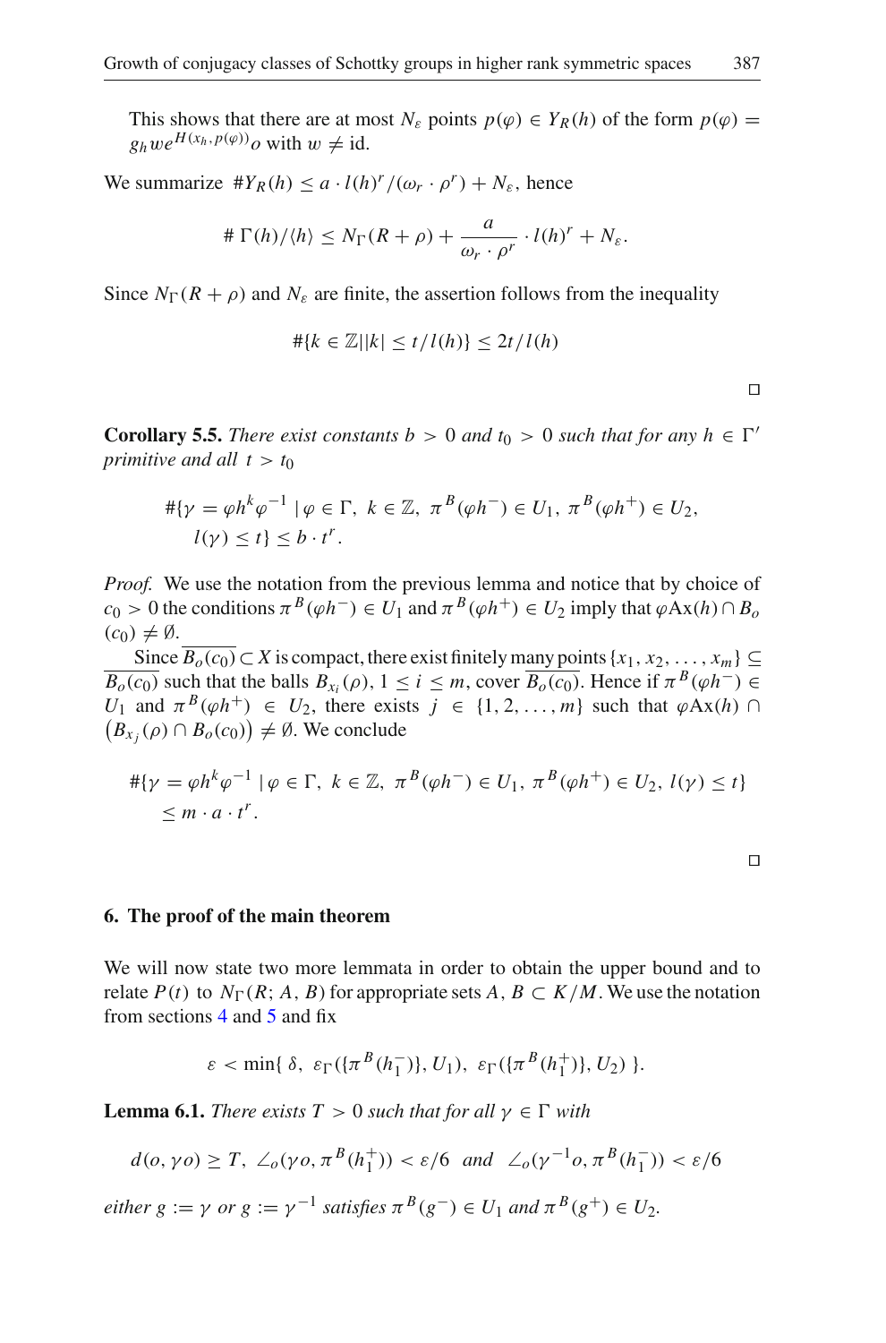This shows that there are at most $N_\varepsilon$ points $p(\varphi) \in Y_R(h)$ of the form $p(\varphi) = g_h w e^{H(x_h, p(\varphi))} o$ with $w \neq \mathrm{id}$.

We summarize $\# Y_R(h) \leq a \cdot l(h)^r / (\omega_r \cdot \rho^r) + N_\varepsilon$, hence

$$\# \,\Gamma(h)/\langle h \rangle \leq N_\Gamma(R + \rho) + \frac{a}{\omega_r \cdot \rho^r} \cdot l(h)^r + N_\varepsilon.$$

Since $N_\Gamma(R + \rho)$ and $N_\varepsilon$ are finite, the assertion follows from the inequality

$$\#\{k \in \mathbb{Z} | |k| \leq t/l(h)\} \leq 2t/l(h)$$

□

**Corollary 5.5.** *There exist constants $b > 0$ and $t_0 > 0$ such that for any $h \in \Gamma'$ primitive and all $t > t_0$*

$$\#\{\gamma = \varphi h^k \varphi^{-1} \,|\, \varphi \in \Gamma,\ k \in \mathbb{Z},\ \pi^B(\varphi h^-) \in U_1,\ \pi^B(\varphi h^+) \in U_2,\ l(\gamma) \leq t\} \leq b \cdot t^r.$$

*Proof.* We use the notation from the previous lemma and notice that by choice of $c_0 > 0$ the conditions $\pi^B(\varphi h^-) \in U_1$ and $\pi^B(\varphi h^+) \in U_2$ imply that $\varphi \mathrm{Ax}(h) \cap B_o(c_0) \neq \emptyset$.

Since $\overline{B_o(c_0)} \subset X$ is compact, there exist finitely many points $\{x_1, x_2, \ldots, x_m\} \subseteq \overline{B_o(c_0)}$ such that the balls $B_{x_i}(\rho)$, $1 \leq i \leq m$, cover $\overline{B_o(c_0)}$. Hence if $\pi^B(\varphi h^-) \in U_1$ and $\pi^B(\varphi h^+) \in U_2$, there exists $j \in \{1, 2, \ldots, m\}$ such that $\varphi \mathrm{Ax}(h) \cap \big(B_{x_j}(\rho) \cap B_o(c_0)\big) \neq \emptyset$. We conclude

$$\#\{\gamma = \varphi h^k \varphi^{-1} \,|\, \varphi \in \Gamma,\ k \in \mathbb{Z},\ \pi^B(\varphi h^-) \in U_1,\ \pi^B(\varphi h^+) \in U_2,\ l(\gamma) \leq t\} \leq m \cdot a \cdot t^r.$$

□

## 6. The proof of the main theorem

We will now state two more lemmata in order to obtain the upper bound and to relate $P(t)$ to $N_\Gamma(R; A, B)$ for appropriate sets $A, B \subset K/M$. We use the notation from sections 4 and 5 and fix

$$\varepsilon < \min\{\ \delta,\ \varepsilon_\Gamma(\{\pi^B(h_1^-)\}, U_1),\ \varepsilon_\Gamma(\{\pi^B(h_1^+)\}, U_2)\ \}.$$

**Lemma 6.1.** *There exists $T > 0$ such that for all $\gamma \in \Gamma$ with*

$$d(o, \gamma o) \geq T,\ \angle_o(\gamma o, \pi^B(h_1^+)) < \varepsilon/6 \ \text{ and } \ \angle_o(\gamma^{-1} o, \pi^B(h_1^-)) < \varepsilon/6$$

*either $g := \gamma$ or $g := \gamma^{-1}$ satisfies $\pi^B(g^-) \in U_1$ and $\pi^B(g^+) \in U_2$.*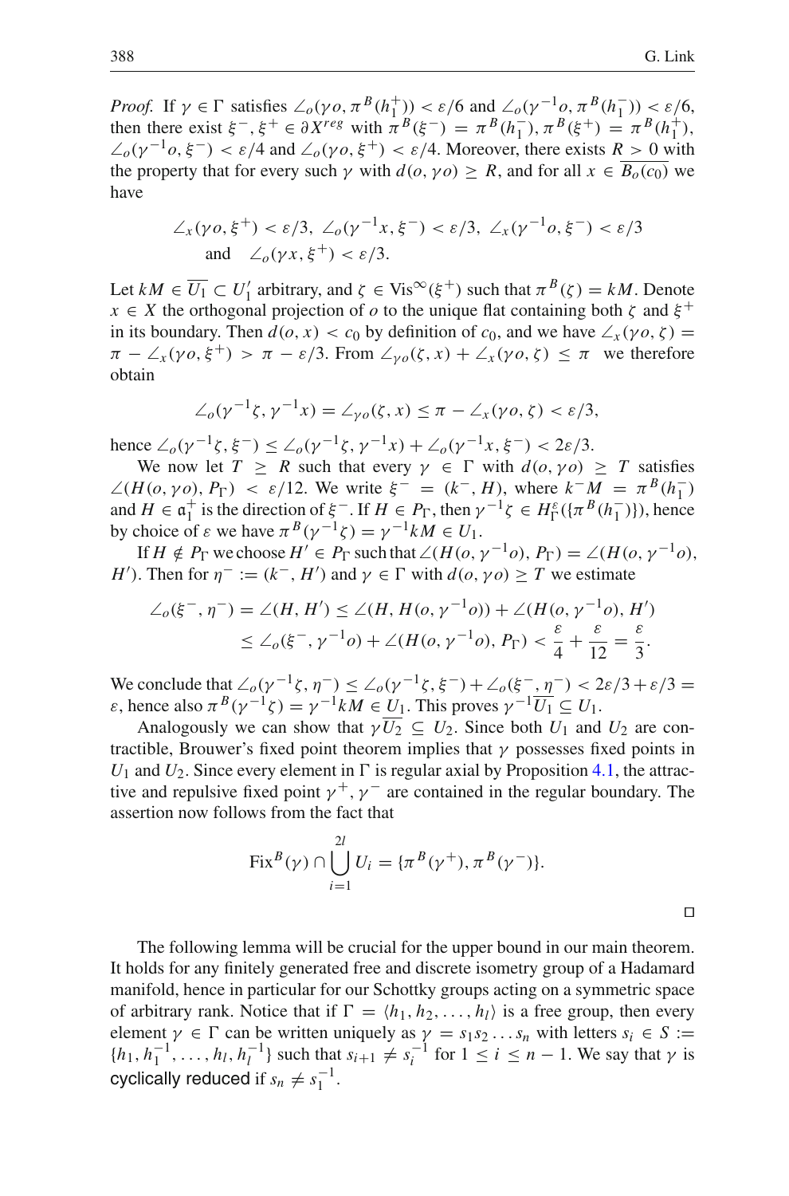*Proof.* If $\gamma \in \Gamma$ satisfies $\angle_o(\gamma o, \pi^B(h_1^+)) < \varepsilon/6$ and $\angle_o(\gamma^{-1}o, \pi^B(h_1^-)) < \varepsilon/6$, then there exist $\xi^-, \xi^+ \in \partial X^{reg}$ with $\pi^B(\xi^-) = \pi^B(h_1^-), \pi^B(\xi^+) = \pi^B(h_1^+)$, $\angle_o(\gamma^{-1}o, \xi^-) < \varepsilon/4$ and $\angle_o(\gamma o, \xi^+) < \varepsilon/4$. Moreover, there exists $R > 0$ with the property that for every such $\gamma$ with $d(o, \gamma o) \geq R$, and for all $x \in \overline{B_o(c_0)}$ we have

$$\angle_x(\gamma o, \xi^+) < \varepsilon/3,\ \angle_o(\gamma^{-1}x, \xi^-) < \varepsilon/3,\ \angle_x(\gamma^{-1}o, \xi^-) < \varepsilon/3 \\ \text{and} \quad \angle_o(\gamma x, \xi^+) < \varepsilon/3.$$

Let $kM \in \overline{U_1} \subset U_1'$ arbitrary, and $\zeta \in \mathrm{Vis}^\infty(\xi^+)$ such that $\pi^B(\zeta) = kM$. Denote $x \in X$ the orthogonal projection of $o$ to the unique flat containing both $\zeta$ and $\xi^+$ in its boundary. Then $d(o, x) < c_0$ by definition of $c_0$, and we have $\angle_x(\gamma o, \zeta) = \pi - \angle_x(\gamma o, \xi^+) > \pi - \varepsilon/3$. From $\angle_{\gamma o}(\zeta, x) + \angle_x(\gamma o, \zeta) \leq \pi$ we therefore obtain

$$\angle_o(\gamma^{-1}\zeta, \gamma^{-1}x) = \angle_{\gamma o}(\zeta, x) \leq \pi - \angle_x(\gamma o, \zeta) < \varepsilon/3,$$

hence $\angle_o(\gamma^{-1}\zeta, \xi^-) \leq \angle_o(\gamma^{-1}\zeta, \gamma^{-1}x) + \angle_o(\gamma^{-1}x, \xi^-) < 2\varepsilon/3$.

We now let $T \geq R$ such that every $\gamma \in \Gamma$ with $d(o, \gamma o) \geq T$ satisfies $\angle(H(o, \gamma o), P_\Gamma) < \varepsilon/12$. We write $\xi^- = (k^-, H)$, where $k^-M = \pi^B(h_1^-)$ and $H \in \mathfrak{a}_1^+$ is the direction of $\xi^-$. If $H \in P_\Gamma$, then $\gamma^{-1}\zeta \in H_\Gamma^\varepsilon(\{\pi^B(h_1^-)\})$, hence by choice of $\varepsilon$ we have $\pi^B(\gamma^{-1}\zeta) = \gamma^{-1}kM \in U_1$.

If $H \notin P_\Gamma$ we choose $H' \in P_\Gamma$ such that $\angle(H(o, \gamma^{-1}o), P_\Gamma) = \angle(H(o, \gamma^{-1}o), H')$. Then for $\eta^- := (k^-, H')$ and $\gamma \in \Gamma$ with $d(o, \gamma o) \geq T$ we estimate

$$\begin{aligned}\angle_o(\xi^-, \eta^-) &= \angle(H, H') \leq \angle(H, H(o, \gamma^{-1}o)) + \angle(H(o, \gamma^{-1}o), H') \\ &\leq \angle_o(\xi^-, \gamma^{-1}o) + \angle(H(o, \gamma^{-1}o), P_\Gamma) < \frac{\varepsilon}{4} + \frac{\varepsilon}{12} = \frac{\varepsilon}{3}.\end{aligned}$$

We conclude that $\angle_o(\gamma^{-1}\zeta, \eta^-) \leq \angle_o(\gamma^{-1}\zeta, \xi^-) + \angle_o(\xi^-, \eta^-) < 2\varepsilon/3 + \varepsilon/3 = \varepsilon$, hence also $\pi^B(\gamma^{-1}\zeta) = \gamma^{-1}kM \in U_1$. This proves $\gamma^{-1}\overline{U_1} \subseteq U_1$.

Analogously we can show that $\gamma\overline{U_2} \subseteq U_2$. Since both $U_1$ and $U_2$ are contractible, Brouwer's fixed point theorem implies that $\gamma$ possesses fixed points in $U_1$ and $U_2$. Since every element in $\Gamma$ is regular axial by Proposition 4.1, the attractive and repulsive fixed point $\gamma^+, \gamma^-$ are contained in the regular boundary. The assertion now follows from the fact that

$$\mathrm{Fix}^B(\gamma) \cap \bigcup_{i=1}^{2l} U_i = \{\pi^B(\gamma^+), \pi^B(\gamma^-)\}.$$

□

The following lemma will be crucial for the upper bound in our main theorem. It holds for any finitely generated free and discrete isometry group of a Hadamard manifold, hence in particular for our Schottky groups acting on a symmetric space of arbitrary rank. Notice that if $\Gamma = \langle h_1, h_2, \ldots, h_l \rangle$ is a free group, then every element $\gamma \in \Gamma$ can be written uniquely as $\gamma = s_1 s_2 \ldots s_n$ with letters $s_i \in S := \{h_1, h_1^{-1}, \ldots, h_l, h_l^{-1}\}$ such that $s_{i+1} \neq s_i^{-1}$ for $1 \leq i \leq n-1$. We say that $\gamma$ is cyclically reduced if $s_n \neq s_1^{-1}$.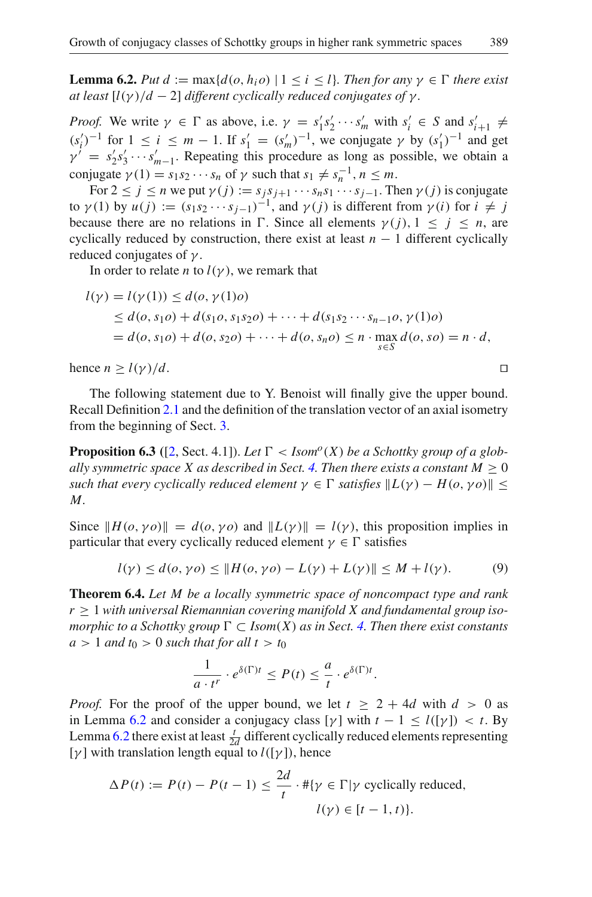**Lemma 6.2.** *Put $d := \max\{d(o, h_i o) \mid 1 \le i \le l\}$. Then for any $\gamma \in \Gamma$ there exist at least $[l(\gamma)/d - 2]$ different cyclically reduced conjugates of $\gamma$.*

*Proof.* We write $\gamma \in \Gamma$ as above, i.e. $\gamma = s_1' s_2' \cdots s_m'$ with $s_i' \in S$ and $s_{i+1}' \neq (s_i')^{-1}$ for $1 \le i \le m-1$. If $s_1' = (s_m')^{-1}$, we conjugate $\gamma$ by $(s_1')^{-1}$ and get $\gamma' = s_2' s_3' \cdots s_{m-1}'$. Repeating this procedure as long as possible, we obtain a conjugate $\gamma(1) = s_1 s_2 \cdots s_n$ of $\gamma$ such that $s_1 \neq s_n^{-1}$, $n \le m$.

For $2 \le j \le n$ we put $\gamma(j) := s_j s_{j+1} \cdots s_n s_1 \cdots s_{j-1}$. Then $\gamma(j)$ is conjugate to $\gamma(1)$ by $u(j) := (s_1 s_2 \cdots s_{j-1})^{-1}$, and $\gamma(j)$ is different from $\gamma(i)$ for $i \neq j$ because there are no relations in $\Gamma$. Since all elements $\gamma(j)$, $1 \le j \le n$, are cyclically reduced by construction, there exist at least $n-1$ different cyclically reduced conjugates of $\gamma$.

In order to relate $n$ to $l(\gamma)$, we remark that

$$
\begin{aligned}
l(\gamma) = l(\gamma(1)) &\le d(o, \gamma(1)o) \\
&\le d(o, s_1 o) + d(s_1 o, s_1 s_2 o) + \cdots + d(s_1 s_2 \cdots s_{n-1} o, \gamma(1) o) \\
&= d(o, s_1 o) + d(o, s_2 o) + \cdots + d(o, s_n o) \le n \cdot \max_{s \in S} d(o, so) = n \cdot d,
\end{aligned}
$$

hence $n \ge l(\gamma)/d$. □

The following statement due to Y. Benoist will finally give the upper bound. Recall Definition 2.1 and the definition of the translation vector of an axial isometry from the beginning of Sect. 3.

**Proposition 6.3** ([2, Sect. 4.1]). *Let $\Gamma < Isom^o(X)$ be a Schottky group of a globally symmetric space $X$ as described in Sect. 4. Then there exists a constant $M \ge 0$ such that every cyclically reduced element $\gamma \in \Gamma$ satisfies $\|L(\gamma) - H(o, \gamma o)\| \le M$.*

Since $\|H(o, \gamma o)\| = d(o, \gamma o)$ and $\|L(\gamma)\| = l(\gamma)$, this proposition implies in particular that every cyclically reduced element $\gamma \in \Gamma$ satisfies

$$
l(\gamma) \le d(o, \gamma o) \le \|H(o, \gamma o) - L(\gamma) + L(\gamma)\| \le M + l(\gamma). \tag{9}
$$

**Theorem 6.4.** *Let $M$ be a locally symmetric space of noncompact type and rank $r \ge 1$ with universal Riemannian covering manifold $X$ and fundamental group isomorphic to a Schottky group $\Gamma \subset Isom(X)$ as in Sect. 4. Then there exist constants $a > 1$ and $t_0 > 0$ such that for all $t > t_0$*

$$
\frac{1}{a \cdot t^r} \cdot e^{\delta(\Gamma) t} \le P(t) \le \frac{a}{t} \cdot e^{\delta(\Gamma) t}.
$$

*Proof.* For the proof of the upper bound, we let $t \ge 2 + 4d$ with $d > 0$ as in Lemma 6.2 and consider a conjugacy class $[\gamma]$ with $t - 1 \le l([\gamma]) < t$. By Lemma 6.2 there exist at least $\frac{t}{2d}$ different cyclically reduced elements representing $[\gamma]$ with translation length equal to $l([\gamma])$, hence

$$
\Delta P(t) := P(t) - P(t-1) \le \frac{2d}{t} \cdot \#\{\gamma \in \Gamma \mid \gamma \text{ cyclically reduced}, \; l(\gamma) \in [t-1, t)\}.
$$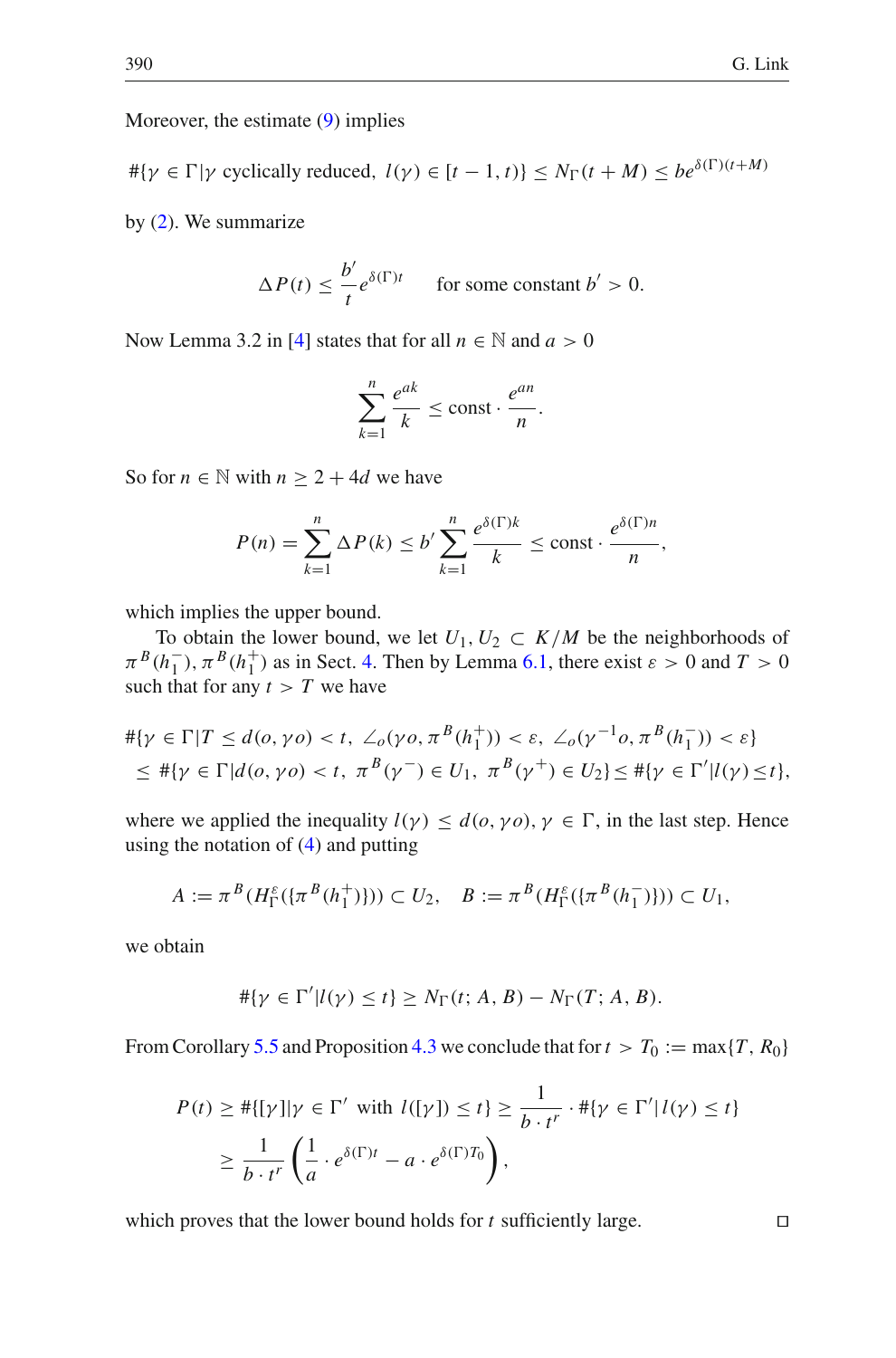Moreover, the estimate (9) implies

$$\#\{\gamma \in \Gamma \,|\, \gamma \text{ cyclically reduced, } l(\gamma) \in [t-1, t)\} \leq N_\Gamma(t+M) \leq b e^{\delta(\Gamma)(t+M)}$$

by (2). We summarize

$$\Delta P(t) \leq \frac{b'}{t} e^{\delta(\Gamma)t} \qquad \text{for some constant } b' > 0.$$

Now Lemma 3.2 in [4] states that for all $n \in \mathbb{N}$ and $a > 0$

$$\sum_{k=1}^{n} \frac{e^{ak}}{k} \leq \text{const} \cdot \frac{e^{an}}{n}.$$

So for $n \in \mathbb{N}$ with $n \geq 2 + 4d$ we have

$$P(n) = \sum_{k=1}^{n} \Delta P(k) \leq b' \sum_{k=1}^{n} \frac{e^{\delta(\Gamma)k}}{k} \leq \text{const} \cdot \frac{e^{\delta(\Gamma)n}}{n},$$

which implies the upper bound.

To obtain the lower bound, we let $U_1, U_2 \subset K/M$ be the neighborhoods of $\pi^B(h_1^-), \pi^B(h_1^+)$ as in Sect. 4. Then by Lemma 6.1, there exist $\varepsilon > 0$ and $T > 0$ such that for any $t > T$ we have

$$\begin{aligned}
&\#\{\gamma \in \Gamma \,|\, T \leq d(o, \gamma o) < t,\ \angle_o(\gamma o, \pi^B(h_1^+)) < \varepsilon,\ \angle_o(\gamma^{-1} o, \pi^B(h_1^-)) < \varepsilon\} \\
&\leq \#\{\gamma \in \Gamma \,|\, d(o, \gamma o) < t,\ \pi^B(\gamma^-) \in U_1,\ \pi^B(\gamma^+) \in U_2\} \leq \#\{\gamma \in \Gamma' \,|\, l(\gamma) \leq t\},
\end{aligned}$$

where we applied the inequality $l(\gamma) \leq d(o, \gamma o)$, $\gamma \in \Gamma$, in the last step. Hence using the notation of (4) and putting

$$A := \pi^B(H_\Gamma^\varepsilon(\{\pi^B(h_1^+)\})) \subset U_2, \quad B := \pi^B(H_\Gamma^\varepsilon(\{\pi^B(h_1^-)\})) \subset U_1,$$

we obtain

$$\#\{\gamma \in \Gamma' \,|\, l(\gamma) \leq t\} \geq N_\Gamma(t; A, B) - N_\Gamma(T; A, B).$$

From Corollary 5.5 and Proposition 4.3 we conclude that for $t > T_0 := \max\{T, R_0\}$

$$\begin{aligned}
P(t) &\geq \#\{[\gamma] \,|\, \gamma \in \Gamma' \text{ with } l([\gamma]) \leq t\} \geq \frac{1}{b \cdot t^r} \cdot \#\{\gamma \in \Gamma' \,|\, l(\gamma) \leq t\} \\
&\geq \frac{1}{b \cdot t^r} \left( \frac{1}{a} \cdot e^{\delta(\Gamma)t} - a \cdot e^{\delta(\Gamma)T_0} \right),
\end{aligned}$$

which proves that the lower bound holds for $t$ sufficiently large. $\square$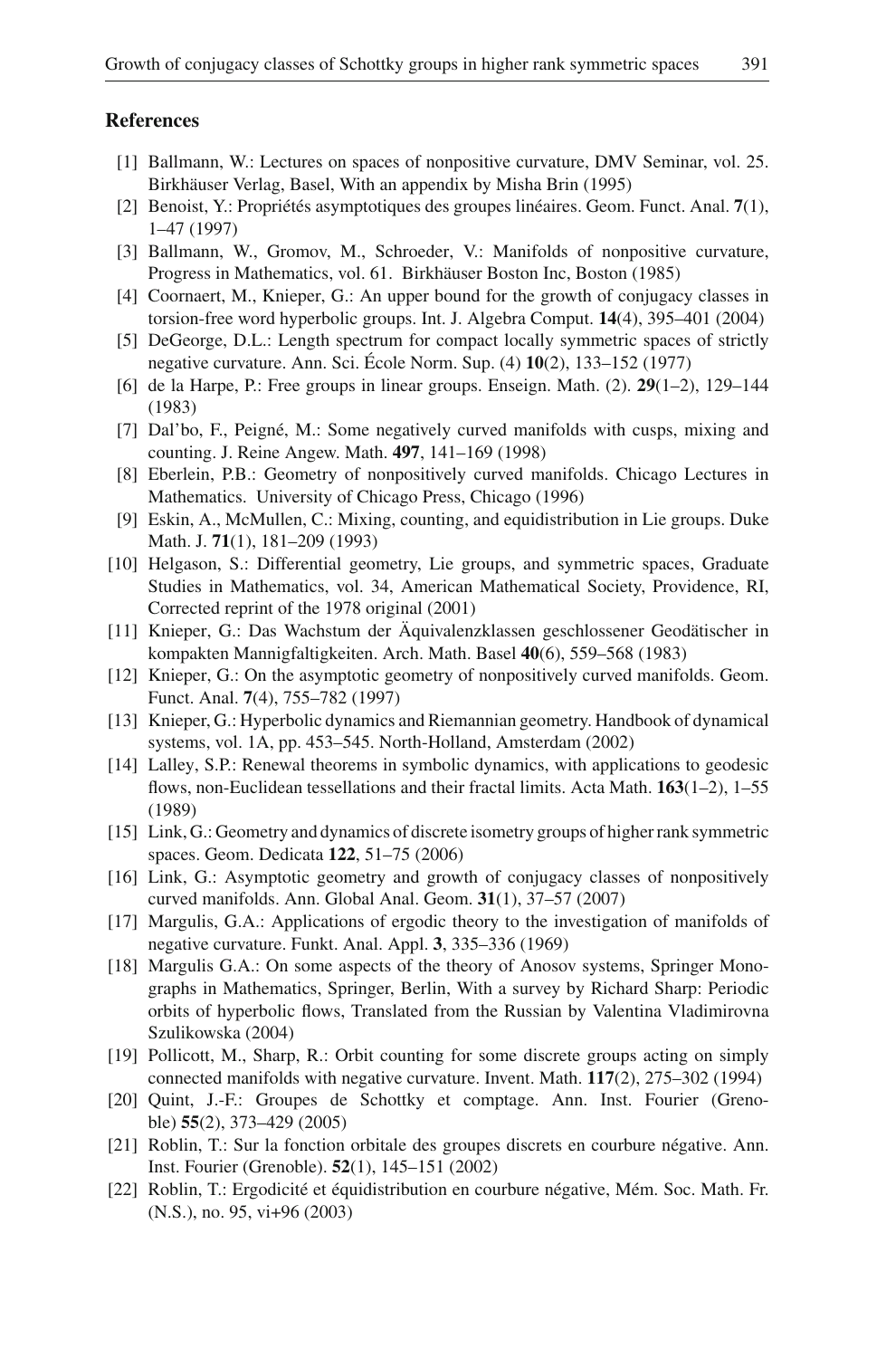## References

[1] Ballmann, W.: Lectures on spaces of nonpositive curvature, DMV Seminar, vol. 25. Birkhäuser Verlag, Basel, With an appendix by Misha Brin (1995)

[2] Benoist, Y.: Propriétés asymptotiques des groupes linéaires. Geom. Funct. Anal. **7**(1), 1–47 (1997)

[3] Ballmann, W., Gromov, M., Schroeder, V.: Manifolds of nonpositive curvature, Progress in Mathematics, vol. 61. Birkhäuser Boston Inc, Boston (1985)

[4] Coornaert, M., Knieper, G.: An upper bound for the growth of conjugacy classes in torsion-free word hyperbolic groups. Int. J. Algebra Comput. **14**(4), 395–401 (2004)

[5] DeGeorge, D.L.: Length spectrum for compact locally symmetric spaces of strictly negative curvature. Ann. Sci. École Norm. Sup. (4) **10**(2), 133–152 (1977)

[6] de la Harpe, P.: Free groups in linear groups. Enseign. Math. (2). **29**(1–2), 129–144 (1983)

[7] Dal'bo, F., Peigné, M.: Some negatively curved manifolds with cusps, mixing and counting. J. Reine Angew. Math. **497**, 141–169 (1998)

[8] Eberlein, P.B.: Geometry of nonpositively curved manifolds. Chicago Lectures in Mathematics. University of Chicago Press, Chicago (1996)

[9] Eskin, A., McMullen, C.: Mixing, counting, and equidistribution in Lie groups. Duke Math. J. **71**(1), 181–209 (1993)

[10] Helgason, S.: Differential geometry, Lie groups, and symmetric spaces, Graduate Studies in Mathematics, vol. 34, American Mathematical Society, Providence, RI, Corrected reprint of the 1978 original (2001)

[11] Knieper, G.: Das Wachstum der Äquivalenzklassen geschlossener Geodätischer in kompakten Mannigfaltigkeiten. Arch. Math. Basel **40**(6), 559–568 (1983)

[12] Knieper, G.: On the asymptotic geometry of nonpositively curved manifolds. Geom. Funct. Anal. **7**(4), 755–782 (1997)

[13] Knieper, G.: Hyperbolic dynamics and Riemannian geometry. Handbook of dynamical systems, vol. 1A, pp. 453–545. North-Holland, Amsterdam (2002)

[14] Lalley, S.P.: Renewal theorems in symbolic dynamics, with applications to geodesic flows, non-Euclidean tessellations and their fractal limits. Acta Math. **163**(1–2), 1–55 (1989)

[15] Link, G.: Geometry and dynamics of discrete isometry groups of higher rank symmetric spaces. Geom. Dedicata **122**, 51–75 (2006)

[16] Link, G.: Asymptotic geometry and growth of conjugacy classes of nonpositively curved manifolds. Ann. Global Anal. Geom. **31**(1), 37–57 (2007)

[17] Margulis, G.A.: Applications of ergodic theory to the investigation of manifolds of negative curvature. Funkt. Anal. Appl. **3**, 335–336 (1969)

[18] Margulis G.A.: On some aspects of the theory of Anosov systems, Springer Monographs in Mathematics, Springer, Berlin, With a survey by Richard Sharp: Periodic orbits of hyperbolic flows, Translated from the Russian by Valentina Vladimirovna Szulikowska (2004)

[19] Pollicott, M., Sharp, R.: Orbit counting for some discrete groups acting on simply connected manifolds with negative curvature. Invent. Math. **117**(2), 275–302 (1994)

[20] Quint, J.-F.: Groupes de Schottky et comptage. Ann. Inst. Fourier (Grenoble) **55**(2), 373–429 (2005)

[21] Roblin, T.: Sur la fonction orbitale des groupes discrets en courbure négative. Ann. Inst. Fourier (Grenoble). **52**(1), 145–151 (2002)

[22] Roblin, T.: Ergodicité et équidistribution en courbure négative, Mém. Soc. Math. Fr. (N.S.), no. 95, vi+96 (2003)